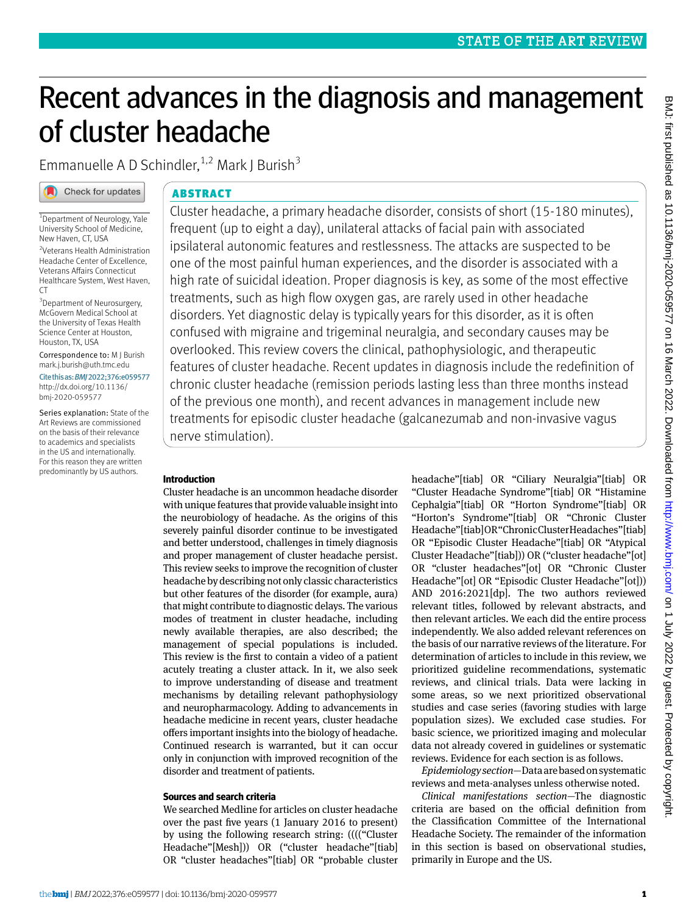# Recent advances in the diagnosis and management of cluster headache

Emmanuelle A D Schindler,[1,2] Mark J Burish[3]

[1]Department of Neurology, Yale University School of Medicine, New Haven, CT, USA

[2]Veterans Health Administration Headache Center of Excellence, Veterans Affairs Connecticut Healthcare System, West Haven, CT

[3]Department of Neurosurgery, McGovern Medical School at the University of Texas Health Science Center at Houston, Houston, TX, USA

Correspondence to: M J Burish mark.j.burish@uth.tmc.edu

Cite this as: *BMJ* 2022;376:e059577 http://dx.doi.org/10.1136/bmj-2020-059577

Series explanation: State of the Art Reviews are commissioned on the basis of their relevance to academics and specialists in the US and internationally. For this reason they are written predominantly by US authors.

## ABSTRACT

Cluster headache, a primary headache disorder, consists of short (15-180 minutes), frequent (up to eight a day), unilateral attacks of facial pain with associated ipsilateral autonomic features and restlessness. The attacks are suspected to be one of the most painful human experiences, and the disorder is associated with a high rate of suicidal ideation. Proper diagnosis is key, as some of the most effective treatments, such as high flow oxygen gas, are rarely used in other headache disorders. Yet diagnostic delay is typically years for this disorder, as it is often confused with migraine and trigeminal neuralgia, and secondary causes may be overlooked. This review covers the clinical, pathophysiologic, and therapeutic features of cluster headache. Recent updates in diagnosis include the redefinition of chronic cluster headache (remission periods lasting less than three months instead of the previous one month), and recent advances in management include new treatments for episodic cluster headache (galcanezumab and non-invasive vagus nerve stimulation).

### Introduction

Cluster headache is an uncommon headache disorder with unique features that provide valuable insight into the neurobiology of headache. As the origins of this severely painful disorder continue to be investigated and better understood, challenges in timely diagnosis and proper management of cluster headache persist. This review seeks to improve the recognition of cluster headache by describing not only classic characteristics but other features of the disorder (for example, aura) that might contribute to diagnostic delays. The various modes of treatment in cluster headache, including newly available therapies, are also described; the management of special populations is included. This review is the first to contain a video of a patient acutely treating a cluster attack. In it, we also seek to improve understanding of disease and treatment mechanisms by detailing relevant pathophysiology and neuropharmacology. Adding to advancements in headache medicine in recent years, cluster headache offers important insights into the biology of headache. Continued research is warranted, but it can occur only in conjunction with improved recognition of the disorder and treatment of patients.

### Sources and search criteria

We searched Medline for articles on cluster headache over the past five years (1 January 2016 to present) by using the following research string: (((("Cluster Headache"[Mesh])) OR ("cluster headache"[tiab] OR "cluster headaches"[tiab] OR "probable cluster headache"[tiab] OR "Ciliary Neuralgia"[tiab] OR "Cluster Headache Syndrome"[tiab] OR "Histamine Cephalgia"[tiab] OR "Horton Syndrome"[tiab] OR "Horton's Syndrome"[tiab] OR "Chronic Cluster Headache"[tiab]OR"ChronicClusterHeadaches"[tiab] OR "Episodic Cluster Headache"[tiab] OR "Atypical Cluster Headache"[tiab])) OR ("cluster headache"[ot] OR "cluster headaches"[ot] OR "Chronic Cluster Headache"[ot] OR "Episodic Cluster Headache"[ot])) AND 2016:2021[dp]. The two authors reviewed relevant titles, followed by relevant abstracts, and then relevant articles. We each did the entire process independently. We also added relevant references on the basis of our narrative reviews of the literature. For determination of articles to include in this review, we prioritized guideline recommendations, systematic reviews, and clinical trials. Data were lacking in some areas, so we next prioritized observational studies and case series (favoring studies with large population sizes). We excluded case studies. For basic science, we prioritized imaging and molecular data not already covered in guidelines or systematic reviews. Evidence for each section is as follows.

*Epidemiology section*—Data are based on systematic reviews and meta-analyses unless otherwise noted.

*Clinical manifestations section*—The diagnostic criteria are based on the official definition from the Classification Committee of the International Headache Society. The remainder of the information in this section is based on observational studies, primarily in Europe and the US.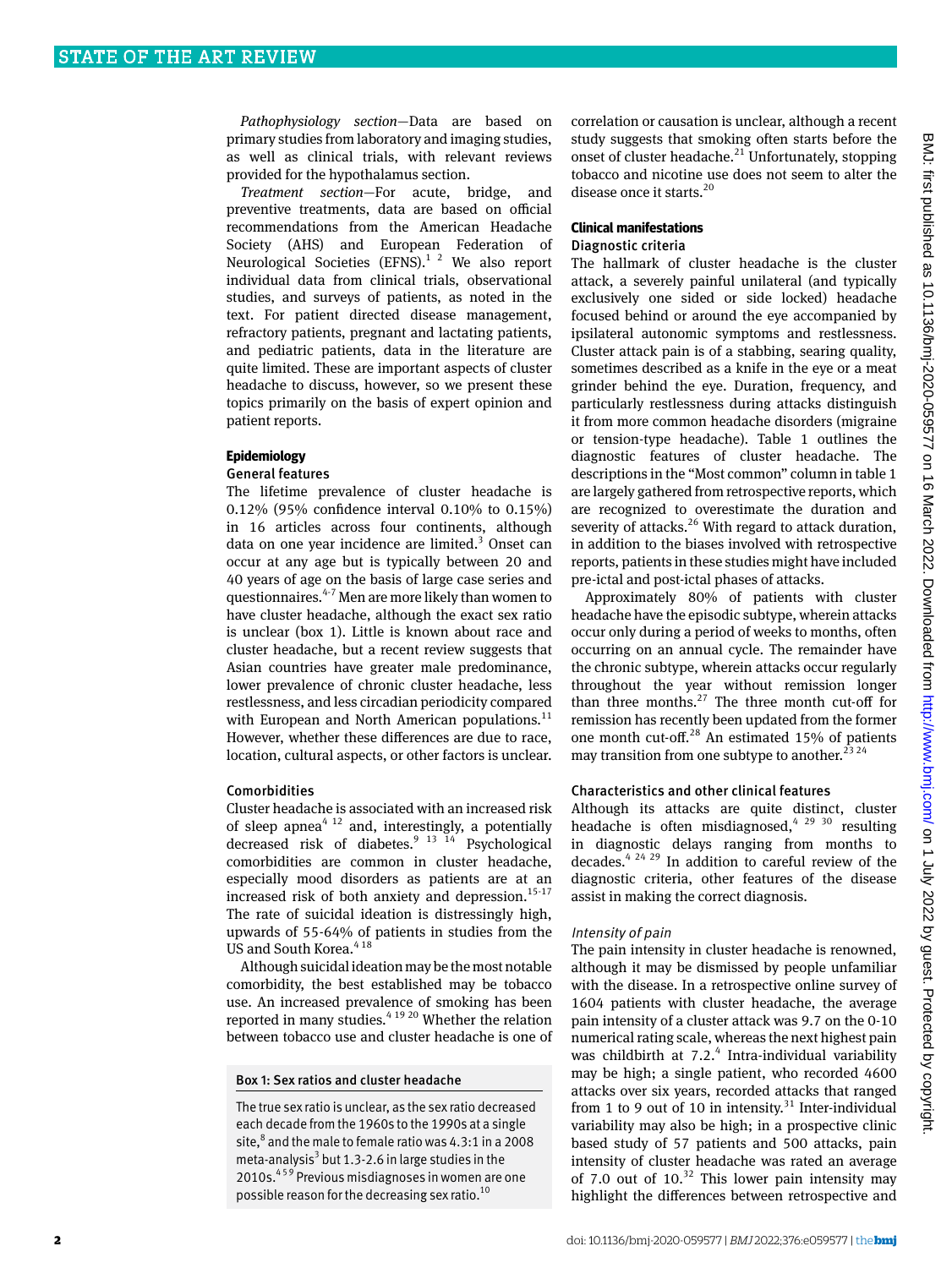*Pathophysiology section*—Data are based on primary studies from laboratory and imaging studies, as well as clinical trials, with relevant reviews provided for the hypothalamus section.

*Treatment section*—For acute, bridge, and preventive treatments, data are based on official recommendations from the American Headache Society (AHS) and European Federation of Neurological Societies (EFNS).[1 2] We also report individual data from clinical trials, observational studies, and surveys of patients, as noted in the text. For patient directed disease management, refractory patients, pregnant and lactating patients, and pediatric patients, data in the literature are quite limited. These are important aspects of cluster headache to discuss, however, so we present these topics primarily on the basis of expert opinion and patient reports.

## Epidemiology

### General features

The lifetime prevalence of cluster headache is 0.12% (95% confidence interval 0.10% to 0.15%) in 16 articles across four continents, although data on one year incidence are limited.[3] Onset can occur at any age but is typically between 20 and 40 years of age on the basis of large case series and questionnaires.[4-7] Men are more likely than women to have cluster headache, although the exact sex ratio is unclear (box 1). Little is known about race and cluster headache, but a recent review suggests that Asian countries have greater male predominance, lower prevalence of chronic cluster headache, less restlessness, and less circadian periodicity compared with European and North American populations.[11] However, whether these differences are due to race, location, cultural aspects, or other factors is unclear.

### Comorbidities

Cluster headache is associated with an increased risk of sleep apnea[4 12] and, interestingly, a potentially decreased risk of diabetes.[9 13 14] Psychological comorbidities are common in cluster headache, especially mood disorders as patients are at an increased risk of both anxiety and depression.[15-17] The rate of suicidal ideation is distressingly high, upwards of 55-64% of patients in studies from the US and South Korea.[4 18]

Although suicidal ideation may be the most notable comorbidity, the best established may be tobacco use. An increased prevalence of smoking has been reported in many studies.[4 19 20] Whether the relation between tobacco use and cluster headache is one of correlation or causation is unclear, although a recent study suggests that smoking often starts before the onset of cluster headache.[21] Unfortunately, stopping tobacco and nicotine use does not seem to alter the disease once it starts.[20]

> **Box 1: Sex ratios and cluster headache**
>
> The true sex ratio is unclear, as the sex ratio decreased each decade from the 1960s to the 1990s at a single site,[8] and the male to female ratio was 4.3:1 in a 2008 meta-analysis[3] but 1.3-2.6 in large studies in the 2010s.[4 5 9] Previous misdiagnoses in women are one possible reason for the decreasing sex ratio.[10]

## Clinical manifestations

### Diagnostic criteria

The hallmark of cluster headache is the cluster attack, a severely painful unilateral (and typically exclusively one sided or side locked) headache focused behind or around the eye accompanied by ipsilateral autonomic symptoms and restlessness. Cluster attack pain is of a stabbing, searing quality, sometimes described as a knife in the eye or a meat grinder behind the eye. Duration, frequency, and particularly restlessness during attacks distinguish it from more common headache disorders (migraine or tension-type headache). Table 1 outlines the diagnostic features of cluster headache. The descriptions in the "Most common" column in table 1 are largely gathered from retrospective reports, which are recognized to overestimate the duration and severity of attacks.[26] With regard to attack duration, in addition to the biases involved with retrospective reports, patients in these studies might have included pre-ictal and post-ictal phases of attacks.

Approximately 80% of patients with cluster headache have the episodic subtype, wherein attacks occur only during a period of weeks to months, often occurring on an annual cycle. The remainder have the chronic subtype, wherein attacks occur regularly throughout the year without remission longer than three months.[27] The three month cut-off for remission has recently been updated from the former one month cut-off.[28] An estimated 15% of patients may transition from one subtype to another.[23 24]

### Characteristics and other clinical features

Although its attacks are quite distinct, cluster headache is often misdiagnosed,[4 29 30] resulting in diagnostic delays ranging from months to decades.[4 24 29] In addition to careful review of the diagnostic criteria, other features of the disease assist in making the correct diagnosis.

#### *Intensity of pain*

The pain intensity in cluster headache is renowned, although it may be dismissed by people unfamiliar with the disease. In a retrospective online survey of 1604 patients with cluster headache, the average pain intensity of a cluster attack was 9.7 on the 0-10 numerical rating scale, whereas the next highest pain was childbirth at 7.2.[4] Intra-individual variability may be high; a single patient, who recorded 4600 attacks over six years, recorded attacks that ranged from 1 to 9 out of 10 in intensity.[31] Inter-individual variability may also be high; in a prospective clinic based study of 57 patients and 500 attacks, pain intensity of cluster headache was rated an average of 7.0 out of 10.[32] This lower pain intensity may highlight the differences between retrospective and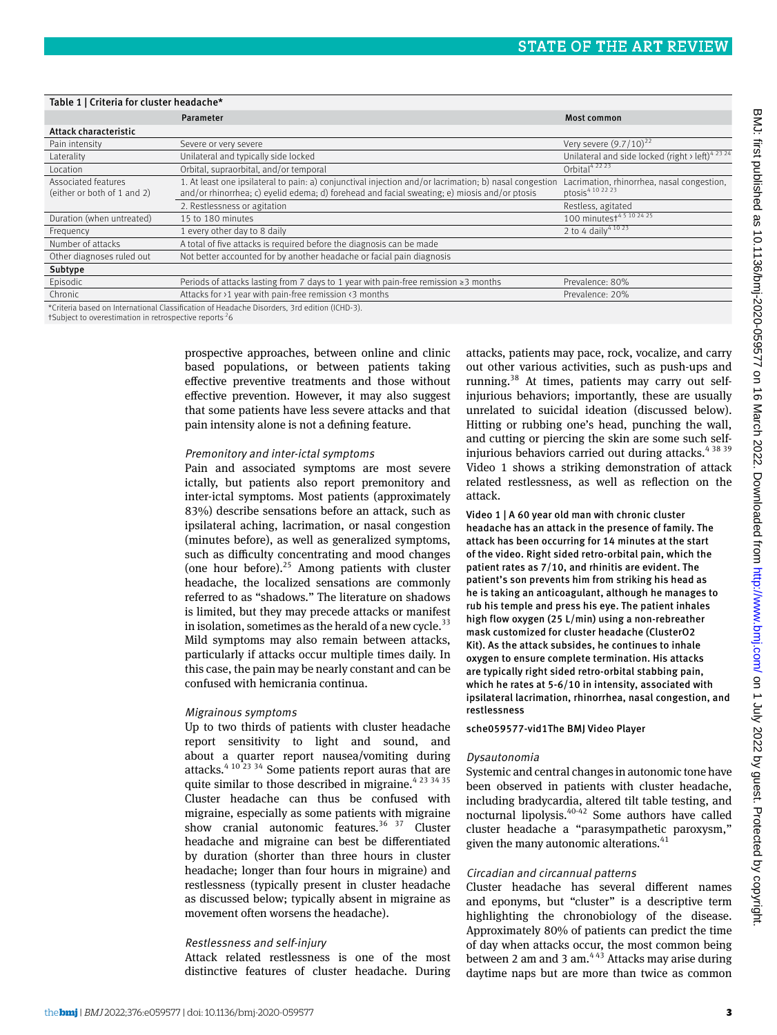**Table 1 | Criteria for cluster headache***

| | Parameter | Most common |
|---|---|---|
| **Attack characteristic** | | |
| Pain intensity | Severe or very severe | Very severe (9.7/10)[22] |
| Laterality | Unilateral and typically side locked | Unilateral and side locked (right › left)[4 23 24] |
| Location | Orbital, supraorbital, and/or temporal | Orbital[4 22 23] |
| Associated features (either or both of 1 and 2) | 1. At least one ipsilateral to pain: a) conjunctival injection and/or lacrimation; b) nasal congestion and/or rhinorrhea; c) eyelid edema; d) forehead and facial sweating; e) miosis and/or ptosis | Lacrimation, rhinorrhea, nasal congestion, ptosis[4 10 22 23] |
| | 2. Restlessness or agitation | Restless, agitated |
| Duration (when untreated) | 15 to 180 minutes | 100 minutes†[4 5 10 24 25] |
| Frequency | 1 every other day to 8 daily | 2 to 4 daily[4 10 23] |
| Number of attacks | A total of five attacks is required before the diagnosis can be made | |
| Other diagnoses ruled out | Not better accounted for by another headache or facial pain diagnosis | |
| **Subtype** | | |
| Episodic | Periods of attacks lasting from 7 days to 1 year with pain-free remission ≥3 months | Prevalence: 80% |
| Chronic | Attacks for ›1 year with pain-free remission ‹3 months | Prevalence: 20% |

*Criteria based on International Classification of Headache Disorders, 3rd edition (ICHD-3).
†Subject to overestimation in retrospective reports[26]

prospective approaches, between online and clinic based populations, or between patients taking effective preventive treatments and those without effective prevention. However, it may also suggest that some patients have less severe attacks and that pain intensity alone is not a defining feature.

### *Premonitory and inter-ictal symptoms*

Pain and associated symptoms are most severe ictally, but patients also report premonitory and inter-ictal symptoms. Most patients (approximately 83%) describe sensations before an attack, such as ipsilateral aching, lacrimation, or nasal congestion (minutes before), as well as generalized symptoms, such as difficulty concentrating and mood changes (one hour before).[25] Among patients with cluster headache, the localized sensations are commonly referred to as "shadows." The literature on shadows is limited, but they may precede attacks or manifest in isolation, sometimes as the herald of a new cycle.[33] Mild symptoms may also remain between attacks, particularly if attacks occur multiple times daily. In this case, the pain may be nearly constant and can be confused with hemicrania continua.

### *Migrainous symptoms*

Up to two thirds of patients with cluster headache report sensitivity to light and sound, and about a quarter report nausea/vomiting during attacks.[4 10 23 34] Some patients report auras that are quite similar to those described in migraine.[4 23 34 35] Cluster headache can thus be confused with migraine, especially as some patients with migraine show cranial autonomic features.[36 37] Cluster headache and migraine can best be differentiated by duration (shorter than three hours in cluster headache; longer than four hours in migraine) and restlessness (typically present in cluster headache as discussed below; typically absent in migraine as movement often worsens the headache).

### *Restlessness and self-injury*

Attack related restlessness is one of the most distinctive features of cluster headache. During attacks, patients may pace, rock, vocalize, and carry out other various activities, such as push-ups and running.[38] At times, patients may carry out self-injurious behaviors; importantly, these are usually unrelated to suicidal ideation (discussed below). Hitting or rubbing one's head, punching the wall, and cutting or piercing the skin are some such self-injurious behaviors carried out during attacks.[4 38 39] Video 1 shows a striking demonstration of attack related restlessness, as well as reflection on the attack.

**Video 1 | A 60 year old man with chronic cluster headache has an attack in the presence of family. The attack has been occurring for 14 minutes at the start of the video. Right sided retro-orbital pain, which the patient rates as 7/10, and rhinitis are evident. The patient's son prevents him from striking his head as he is taking an anticoagulant, although he manages to rub his temple and press his eye. The patient inhales high flow oxygen (25 L/min) using a non-rebreather mask customized for cluster headache (ClusterO2 Kit). As the attack subsides, he continues to inhale oxygen to ensure complete termination. His attacks are typically right sided retro-orbital stabbing pain, which he rates at 5-6/10 in intensity, associated with ipsilateral lacrimation, rhinorrhea, nasal congestion, and restlessness**

sche059577-vid1The BMJ Video Player

### *Dysautonomia*

Systemic and central changes in autonomic tone have been observed in patients with cluster headache, including bradycardia, altered tilt table testing, and nocturnal lipolysis.[40-42] Some authors have called cluster headache a "parasympathetic paroxysm," given the many autonomic alterations.[41]

### *Circadian and circannual patterns*

Cluster headache has several different names and eponyms, but "cluster" is a descriptive term highlighting the chronobiology of the disease. Approximately 80% of patients can predict the time of day when attacks occur, the most common being between 2 am and 3 am.[4 43] Attacks may arise during daytime naps but are more than twice as common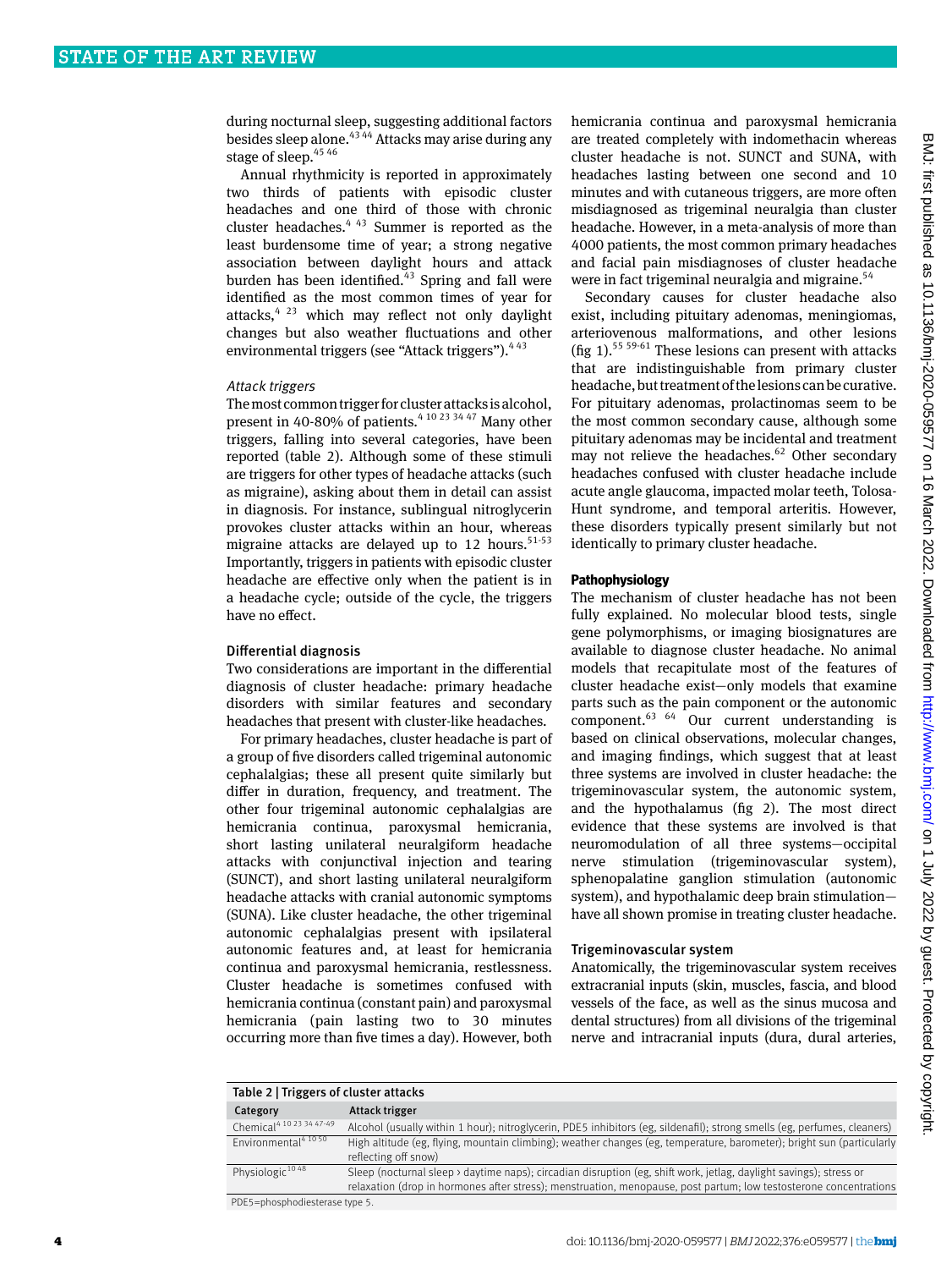during nocturnal sleep, suggesting additional factors besides sleep alone.[43,44] Attacks may arise during any stage of sleep.[45,46]

Annual rhythmicity is reported in approximately two thirds of patients with episodic cluster headaches and one third of those with chronic cluster headaches.[4,43] Summer is reported as the least burdensome time of year; a strong negative association between daylight hours and attack burden has been identified.[43] Spring and fall were identified as the most common times of year for attacks,[4,23] which may reflect not only daylight changes but also weather fluctuations and other environmental triggers (see "Attack triggers").[4,43]

*Attack triggers*

The most common trigger for cluster attacks is alcohol, present in 40-80% of patients.[4,10,23,34,47] Many other triggers, falling into several categories, have been reported (table 2). Although some of these stimuli are triggers for other types of headache attacks (such as migraine), asking about them in detail can assist in diagnosis. For instance, sublingual nitroglycerin provokes cluster attacks within an hour, whereas migraine attacks are delayed up to 12 hours.[51-53] Importantly, triggers in patients with episodic cluster headache are effective only when the patient is in a headache cycle; outside of the cycle, the triggers have no effect.

### Differential diagnosis

Two considerations are important in the differential diagnosis of cluster headache: primary headache disorders with similar features and secondary headaches that present with cluster-like headaches.

For primary headaches, cluster headache is part of a group of five disorders called trigeminal autonomic cephalalgias; these all present quite similarly but differ in duration, frequency, and treatment. The other four trigeminal autonomic cephalalgias are hemicrania continua, paroxysmal hemicrania, short lasting unilateral neuralgiform headache attacks with conjunctival injection and tearing (SUNCT), and short lasting unilateral neuralgiform headache attacks with cranial autonomic symptoms (SUNA). Like cluster headache, the other trigeminal autonomic cephalalgias present with ipsilateral autonomic features and, at least for hemicrania continua and paroxysmal hemicrania, restlessness. Cluster headache is sometimes confused with hemicrania continua (constant pain) and paroxysmal hemicrania (pain lasting two to 30 minutes occurring more than five times a day). However, both hemicrania continua and paroxysmal hemicrania are treated completely with indomethacin whereas cluster headache is not. SUNCT and SUNA, with headaches lasting between one second and 10 minutes and with cutaneous triggers, are more often misdiagnosed as trigeminal neuralgia than cluster headache. However, in a meta-analysis of more than 4000 patients, the most common primary headaches and facial pain misdiagnoses of cluster headache were in fact trigeminal neuralgia and migraine.[54]

Secondary causes for cluster headache also exist, including pituitary adenomas, meningiomas, arteriovenous malformations, and other lesions (fig 1).[55,59-61] These lesions can present with attacks that are indistinguishable from primary cluster headache, but treatment of the lesions can be curative. For pituitary adenomas, prolactinomas seem to be the most common secondary cause, although some pituitary adenomas may be incidental and treatment may not relieve the headaches.[62] Other secondary headaches confused with cluster headache include acute angle glaucoma, impacted molar teeth, Tolosa-Hunt syndrome, and temporal arteritis. However, these disorders typically present similarly but not identically to primary cluster headache.

## Pathophysiology

The mechanism of cluster headache has not been fully explained. No molecular blood tests, single gene polymorphisms, or imaging biosignatures are available to diagnose cluster headache. No animal models that recapitulate most of the features of cluster headache exist—only models that examine parts such as the pain component or the autonomic component.[63,64] Our current understanding is based on clinical observations, molecular changes, and imaging findings, which suggest that at least three systems are involved in cluster headache: the trigeminovascular system, the autonomic system, and the hypothalamus (fig 2). The most direct evidence that these systems are involved is that neuromodulation of all three systems—occipital nerve stimulation (trigeminovascular system), sphenopalatine ganglion stimulation (autonomic system), and hypothalamic deep brain stimulation—have all shown promise in treating cluster headache.

### Trigeminovascular system

Anatomically, the trigeminovascular system receives extracranial inputs (skin, muscles, fascia, and blood vessels of the face, as well as the sinus mucosa and dental structures) from all divisions of the trigeminal nerve and intracranial inputs (dura, dural arteries,

**Table 2 | Triggers of cluster attacks**

| Category | Attack trigger |
|---|---|
| Chemical[4,10,23,34,47-49] | Alcohol (usually within 1 hour); nitroglycerin, PDE5 inhibitors (eg, sildenafil); strong smells (eg, perfumes, cleaners) |
| Environmental[4,10,50] | High altitude (eg, flying, mountain climbing); weather changes (eg, temperature, barometer); bright sun (particularly reflecting off snow) |
| Physiologic[10,48] | Sleep (nocturnal sleep › daytime naps); circadian disruption (eg, shift work, jetlag, daylight savings); stress or relaxation (drop in hormones after stress); menstruation, menopause, post partum; low testosterone concentrations |

PDE5=phosphodiesterase type 5.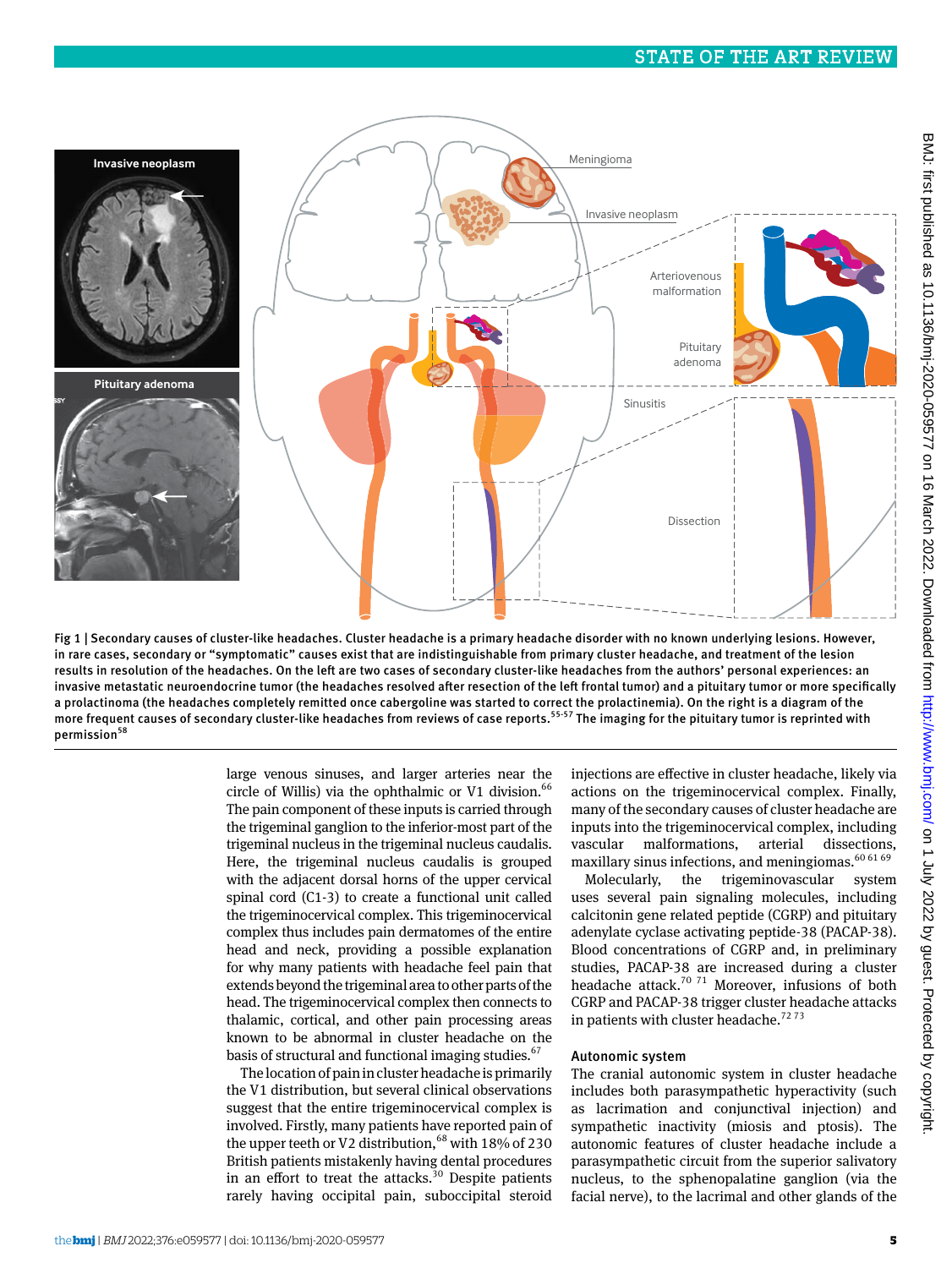Fig 1 | Secondary causes of cluster-like headaches. Cluster headache is a primary headache disorder with no known underlying lesions. However, in rare cases, secondary or "symptomatic" causes exist that are indistinguishable from primary cluster headache, and treatment of the lesion results in resolution of the headaches. On the left are two cases of secondary cluster-like headaches from the authors' personal experiences: an invasive metastatic neuroendocrine tumor (the headaches resolved after resection of the left frontal tumor) and a pituitary tumor or more specifically a prolactinoma (the headaches completely remitted once cabergoline was started to correct the prolactinemia). On the right is a diagram of the more frequent causes of secondary cluster-like headaches from reviews of case reports.[55-57] The imaging for the pituitary tumor is reprinted with permission[58]

large venous sinuses, and larger arteries near the circle of Willis) via the ophthalmic or V1 division.[66] The pain component of these inputs is carried through the trigeminal ganglion to the inferior-most part of the trigeminal nucleus in the trigeminal nucleus caudalis. Here, the trigeminal nucleus caudalis is grouped with the adjacent dorsal horns of the upper cervical spinal cord (C1-3) to create a functional unit called the trigeminocervical complex. This trigeminocervical complex thus includes pain dermatomes of the entire head and neck, providing a possible explanation for why many patients with headache feel pain that extends beyond the trigeminal area to other parts of the head. The trigeminocervical complex then connects to thalamic, cortical, and other pain processing areas known to be abnormal in cluster headache on the basis of structural and functional imaging studies.[67]

The location of pain in cluster headache is primarily the V1 distribution, but several clinical observations suggest that the entire trigeminocervical complex is involved. Firstly, many patients have reported pain of the upper teeth or V2 distribution,[68] with 18% of 230 British patients mistakenly having dental procedures in an effort to treat the attacks.[30] Despite patients rarely having occipital pain, suboccipital steroid injections are effective in cluster headache, likely via actions on the trigeminocervical complex. Finally, many of the secondary causes of cluster headache are inputs into the trigeminocervical complex, including vascular malformations, arterial dissections, maxillary sinus infections, and meningiomas.[60 61 69]

Molecularly, the trigeminovascular system uses several pain signaling molecules, including calcitonin gene related peptide (CGRP) and pituitary adenylate cyclase activating peptide-38 (PACAP-38). Blood concentrations of CGRP and, in preliminary studies, PACAP-38 are increased during a cluster headache attack.[70 71] Moreover, infusions of both CGRP and PACAP-38 trigger cluster headache attacks in patients with cluster headache.[72 73]

### Autonomic system

The cranial autonomic system in cluster headache includes both parasympathetic hyperactivity (such as lacrimation and conjunctival injection) and sympathetic inactivity (miosis and ptosis). The autonomic features of cluster headache include a parasympathetic circuit from the superior salivatory nucleus, to the sphenopalatine ganglion (via the facial nerve), to the lacrimal and other glands of the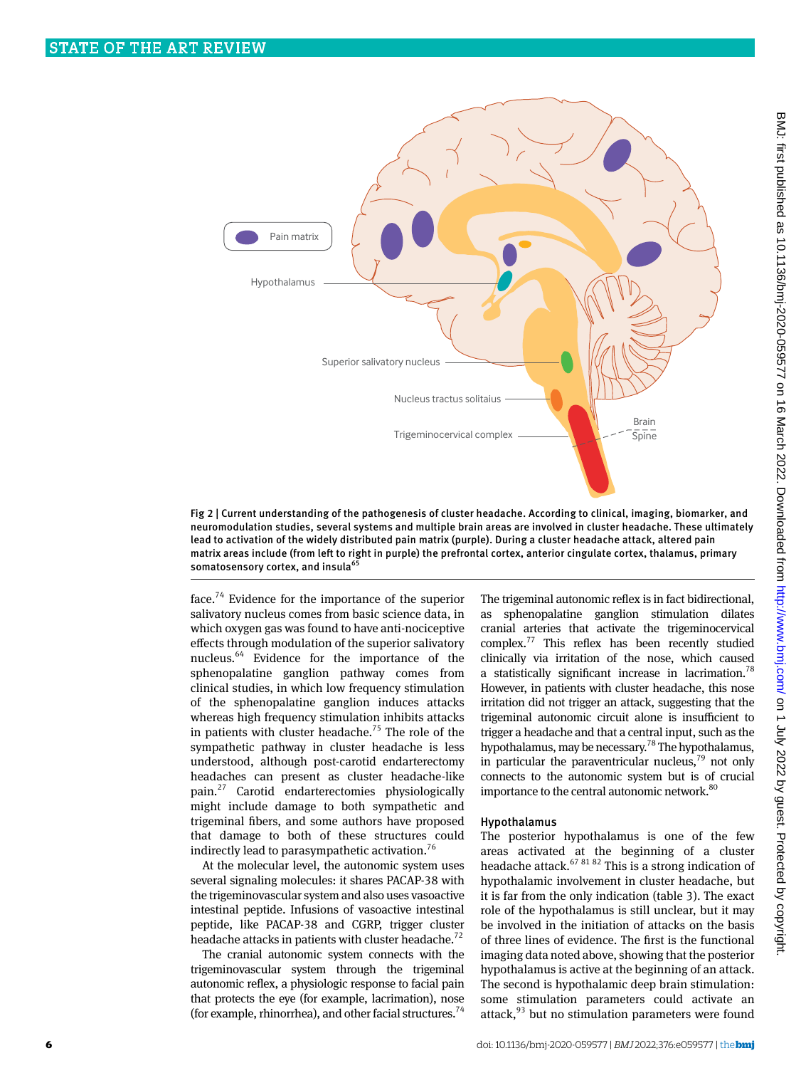Fig 2 | Current understanding of the pathogenesis of cluster headache. According to clinical, imaging, biomarker, and neuromodulation studies, several systems and multiple brain areas are involved in cluster headache. These ultimately lead to activation of the widely distributed pain matrix (purple). During a cluster headache attack, altered pain matrix areas include (from left to right in purple) the prefrontal cortex, anterior cingulate cortex, thalamus, primary somatosensory cortex, and insula[65]

face.[74] Evidence for the importance of the superior salivatory nucleus comes from basic science data, in which oxygen gas was found to have anti-nociceptive effects through modulation of the superior salivatory nucleus.[64] Evidence for the importance of the sphenopalatine ganglion pathway comes from clinical studies, in which low frequency stimulation of the sphenopalatine ganglion induces attacks whereas high frequency stimulation inhibits attacks in patients with cluster headache.[75] The role of the sympathetic pathway in cluster headache is less understood, although post-carotid endarterectomy headaches can present as cluster headache-like pain.[27] Carotid endarterectomies physiologically might include damage to both sympathetic and trigeminal fibers, and some authors have proposed that damage to both of these structures could indirectly lead to parasympathetic activation.[76]

At the molecular level, the autonomic system uses several signaling molecules: it shares PACAP-38 with the trigeminovascular system and also uses vasoactive intestinal peptide. Infusions of vasoactive intestinal peptide, like PACAP-38 and CGRP, trigger cluster headache attacks in patients with cluster headache.[72]

The cranial autonomic system connects with the trigeminovascular system through the trigeminal autonomic reflex, a physiologic response to facial pain that protects the eye (for example, lacrimation), nose (for example, rhinorrhea), and other facial structures.[74] The trigeminal autonomic reflex is in fact bidirectional, as sphenopalatine ganglion stimulation dilates cranial arteries that activate the trigeminocervical complex.[77] This reflex has been recently studied clinically via irritation of the nose, which caused a statistically significant increase in lacrimation.[78] However, in patients with cluster headache, this nose irritation did not trigger an attack, suggesting that the trigeminal autonomic circuit alone is insufficient to trigger a headache and that a central input, such as the hypothalamus, may be necessary.[78] The hypothalamus, in particular the paraventricular nucleus,[79] not only connects to the autonomic system but is of crucial importance to the central autonomic network.[80]

### Hypothalamus

The posterior hypothalamus is one of the few areas activated at the beginning of a cluster headache attack.[67 81 82] This is a strong indication of hypothalamic involvement in cluster headache, but it is far from the only indication (table 3). The exact role of the hypothalamus is still unclear, but it may be involved in the initiation of attacks on the basis of three lines of evidence. The first is the functional imaging data noted above, showing that the posterior hypothalamus is active at the beginning of an attack. The second is hypothalamic deep brain stimulation: some stimulation parameters could activate an attack,[93] but no stimulation parameters were found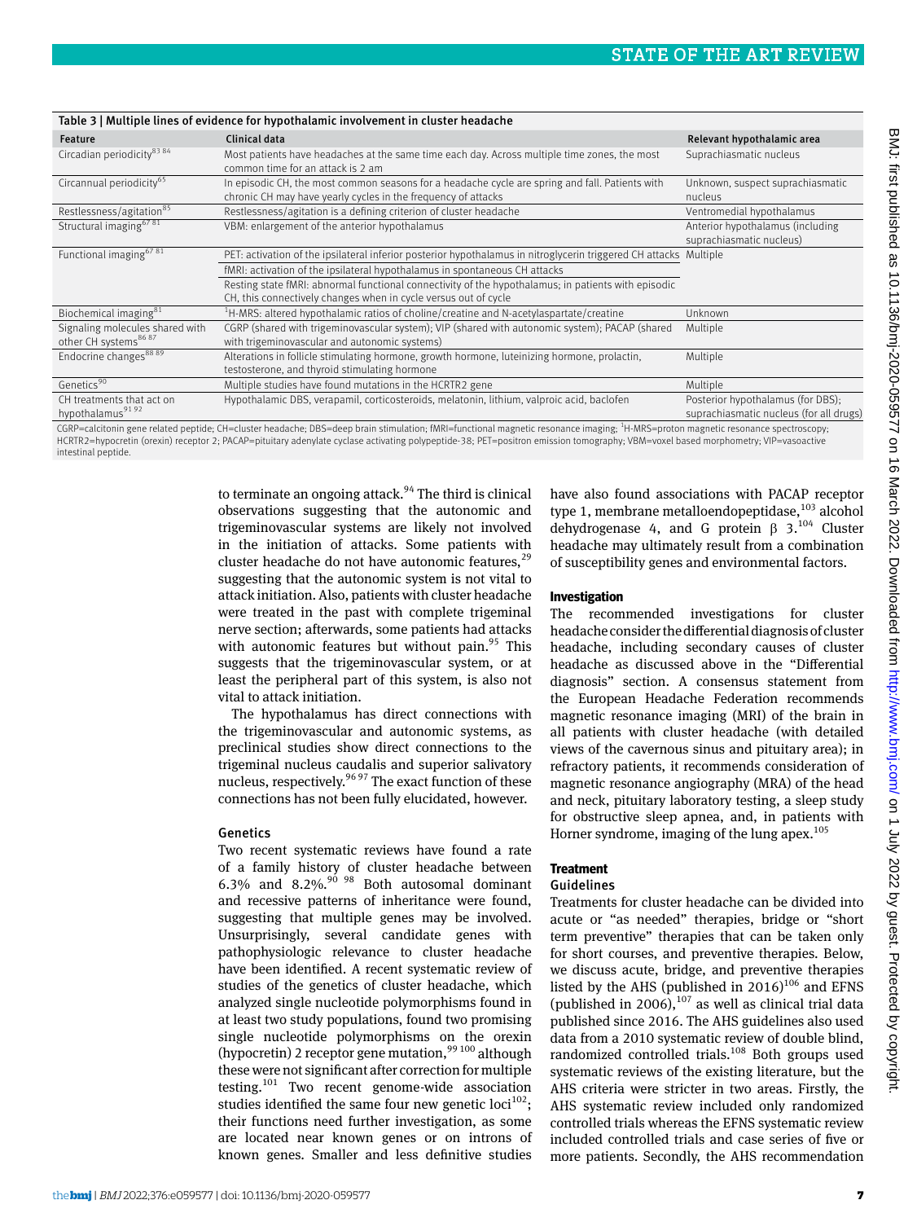Table 3 | Multiple lines of evidence for hypothalamic involvement in cluster headache

| Feature | Clinical data | Relevant hypothalamic area |
|---|---|---|
| Circadian periodicity[83 84] | Most patients have headaches at the same time each day. Across multiple time zones, the most common time for an attack is 2 am | Suprachiasmatic nucleus |
| Circannual periodicity[65] | In episodic CH, the most common seasons for a headache cycle are spring and fall. Patients with chronic CH may have yearly cycles in the frequency of attacks | Unknown, suspect suprachiasmatic nucleus |
| Restlessness/agitation[85] | Restlessness/agitation is a defining criterion of cluster headache | Ventromedial hypothalamus |
| Structural imaging[67 81] | VBM: enlargement of the anterior hypothalamus | Anterior hypothalamus (including suprachiasmatic nucleus) |
| Functional imaging[67 81] | PET: activation of the ipsilateral inferior posterior hypothalamus in nitroglycerin triggered CH attacks | Multiple |
| | fMRI: activation of the ipsilateral hypothalamus in spontaneous CH attacks | |
| | Resting state fMRI: abnormal functional connectivity of the hypothalamus; in patients with episodic CH, this connectively changes when in cycle versus out of cycle | |
| Biochemical imaging[81] | $^{1}$H-MRS: altered hypothalamic ratios of choline/creatine and N-acetylaspartate/creatine | Unknown |
| Signaling molecules shared with other CH systems[86 87] | CGRP (shared with trigeminovascular system); VIP (shared with autonomic system); PACAP (shared with trigeminovascular and autonomic systems) | Multiple |
| Endocrine changes[88 89] | Alterations in follicle stimulating hormone, growth hormone, luteinizing hormone, prolactin, testosterone, and thyroid stimulating hormone | Multiple |
| Genetics[90] | Multiple studies have found mutations in the HCRTR2 gene | Multiple |
| CH treatments that act on hypothalamus[91 92] | Hypothalamic DBS, verapamil, corticosteroids, melatonin, lithium, valproic acid, baclofen | Posterior hypothalamus (for DBS); suprachiasmatic nucleus (for all drugs) |

CGRP=calcitonin gene related peptide; CH=cluster headache; DBS=deep brain stimulation; fMRI=functional magnetic resonance imaging; $^{1}$H-MRS=proton magnetic resonance spectroscopy; HCRTR2=hypocretin (orexin) receptor 2; PACAP=pituitary adenylate cyclase activating polypeptide-38; PET=positron emission tomography; VBM=voxel based morphometry; VIP=vasoactive intestinal peptide.

to terminate an ongoing attack.[94] The third is clinical observations suggesting that the autonomic and trigeminovascular systems are likely not involved in the initiation of attacks. Some patients with cluster headache do not have autonomic features,[29] suggesting that the autonomic system is not vital to attack initiation. Also, patients with cluster headache were treated in the past with complete trigeminal nerve section; afterwards, some patients had attacks with autonomic features but without pain.[95] This suggests that the trigeminovascular system, or at least the peripheral part of this system, is also not vital to attack initiation.

The hypothalamus has direct connections with the trigeminovascular and autonomic systems, as preclinical studies show direct connections to the trigeminal nucleus caudalis and superior salivatory nucleus, respectively.[96 97] The exact function of these connections has not been fully elucidated, however.

### Genetics

Two recent systematic reviews have found a rate of a family history of cluster headache between 6.3% and 8.2%.[90 98] Both autosomal dominant and recessive patterns of inheritance were found, suggesting that multiple genes may be involved. Unsurprisingly, several candidate genes with pathophysiologic relevance to cluster headache have been identified. A recent systematic review of studies of the genetics of cluster headache, which analyzed single nucleotide polymorphisms found in at least two study populations, found two promising single nucleotide polymorphisms on the orexin (hypocretin) 2 receptor gene mutation,[99 100] although these were not significant after correction for multiple testing.[101] Two recent genome-wide association studies identified the same four new genetic loci[102]; their functions need further investigation, as some are located near known genes or on introns of known genes. Smaller and less definitive studies have also found associations with PACAP receptor type 1, membrane metalloendopeptidase,[103] alcohol dehydrogenase 4, and G protein β 3.[104] Cluster headache may ultimately result from a combination of susceptibility genes and environmental factors.

## Investigation

The recommended investigations for cluster headache consider the differential diagnosis of cluster headache, including secondary causes of cluster headache as discussed above in the "Differential diagnosis" section. A consensus statement from the European Headache Federation recommends magnetic resonance imaging (MRI) of the brain in all patients with cluster headache (with detailed views of the cavernous sinus and pituitary area); in refractory patients, it recommends consideration of magnetic resonance angiography (MRA) of the head and neck, pituitary laboratory testing, a sleep study for obstructive sleep apnea, and, in patients with Horner syndrome, imaging of the lung apex.[105]

## Treatment

### Guidelines

Treatments for cluster headache can be divided into acute or "as needed" therapies, bridge or "short term preventive" therapies that can be taken only for short courses, and preventive therapies. Below, we discuss acute, bridge, and preventive therapies listed by the AHS (published in 2016)[106] and EFNS (published in 2006),[107] as well as clinical trial data published since 2016. The AHS guidelines also used data from a 2010 systematic review of double blind, randomized controlled trials.[108] Both groups used systematic reviews of the existing literature, but the AHS criteria were stricter in two areas. Firstly, the AHS systematic review included only randomized controlled trials whereas the EFNS systematic review included controlled trials and case series of five or more patients. Secondly, the AHS recommendation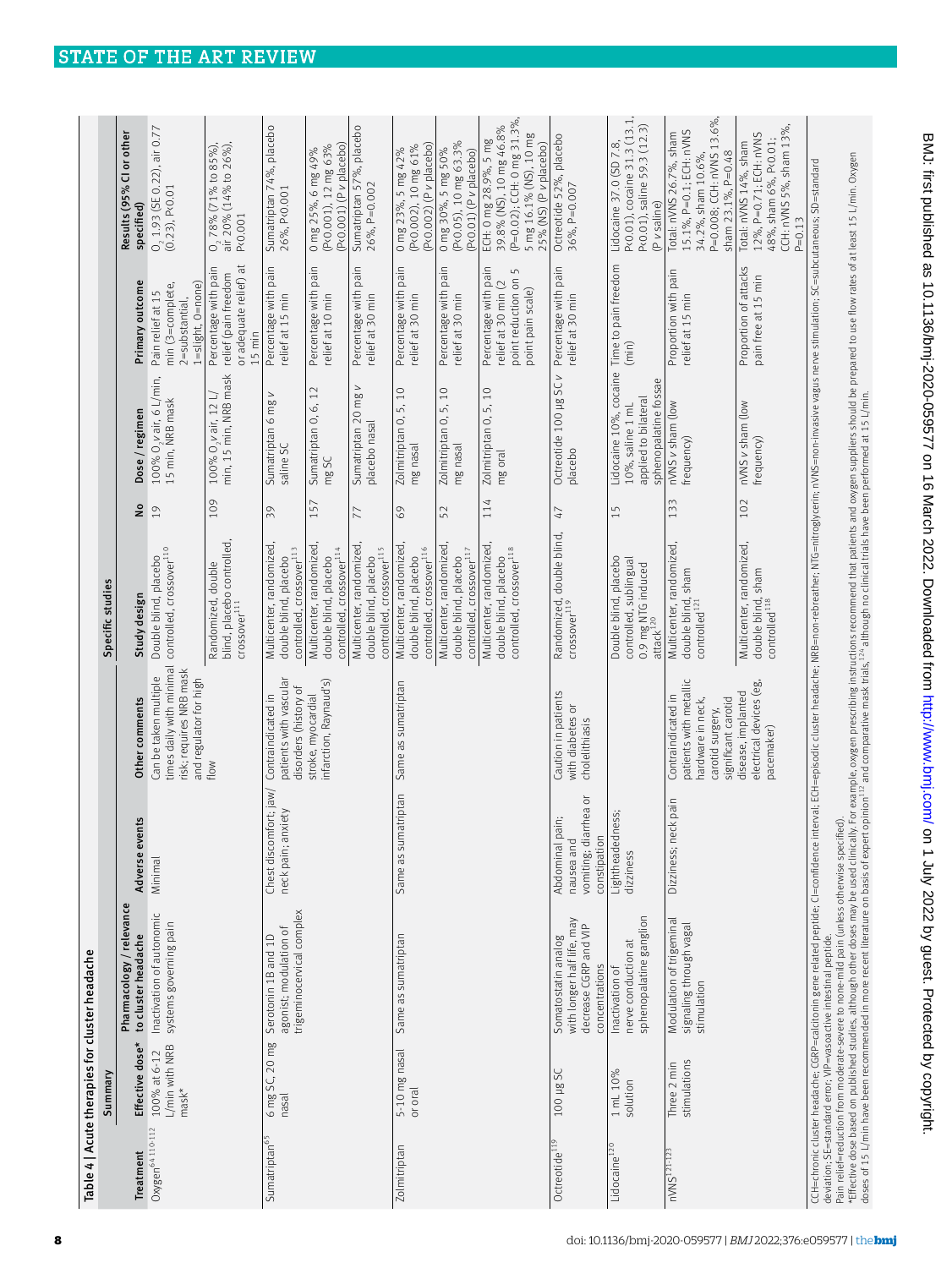Table 4 | Acute therapies for cluster headache

| Summary | | | | | Specific studies | | | | |
|---|---|---|---|---|---|---|---|---|---|
| Treatment | Effective dose* | Pharmacology / relevance to cluster headache | Adverse events | Other comments | Study design | No | Dose / regimen | Primary outcome | Results (95% CI or other specified) |
| Oxygen[64 110-112] | 100% at 6-12 L/min with NRB mask* | Inactivation of autonomic systems governing pain | Minimal | Can be taken multiple times daily with minimal risk; requires NRB mask and regulator for high flow | Double blind, placebo controlled, crossover[110] | 19 | 100% $O_2$ *v* air, 6 L/min, 15 min, NRB mask | Pain relief at 15 min (3=complete, 2=substantial, 1=slight, 0=none) | $O_2$ 1.93 (SE 0.22), air 0.77 (0.23), P<0.01 |
| | | | | | Randomized, double blind, placebo controlled, crossover[111] | 109 | 100% $O_2$ *v* air, 12 L/min, 15 min, NRB mask | Percentage with pain relief (pain freedom or adequate relief) at 15 min | $O_2$ 78% (71% to 85%), air 20% (14% to 26%), P<0.001 |
| Sumatriptan[65] | 6 mg SC, 20 mg nasal | Serotonin 1B and 1D agonist; modulation of trigeminocervical complex | Chest discomfort; jaw/neck pain; anxiety | Contraindicated in patients with vascular disorders (history of stroke, myocardial infarction, Raynaud's) | Multicenter, randomized, double blind, placebo controlled, crossover[113] | 39 | Sumatriptan 6 mg *v* saline SC | Percentage with pain relief at 15 min | Sumatriptan 74%, placebo 26%, P<0.001 |
| | | | | | Multicenter, randomized, double blind, placebo controlled, crossover[114] | 157 | Sumatriptan 0, 6, 12 mg SC | Percentage with pain relief at 10 min | 0 mg 25%, 6 mg 49% (P<0.001), 12 mg 63% (P<0.001) (P *v* placebo) |
| | | | | | Multicenter, randomized, double blind, placebo controlled, crossover[115] | 77 | Sumatriptan 20 mg *v* placebo nasal | Percentage with pain relief at 30 min | Sumatriptan 57%, placebo 26%, P=0.002 |
| Zolmitriptan | 5-10 mg nasal or oral | Same as sumatriptan | Same as sumatriptan | Same as sumatriptan | Multicenter, randomized, double blind, placebo controlled, crossover[116] | 69 | Zolmitriptan 0, 5, 10 mg nasal | Percentage with pain relief at 30 min | 0 mg 23%, 5 mg 42% (P<0.002), 10 mg 61% (P<0.002) (P *v* placebo) |
| | | | | | Multicenter, randomized, double blind, placebo controlled, crossover[117] | 52 | Zolmitriptan 0, 5, 10 mg nasal | Percentage with pain relief at 30 min | 0 mg 30%, 5 mg 50% (P<0.05), 10 mg 63.3% (P<0.01) (P *v* placebo) |
| | | | | | Multicenter, randomized, double blind, placebo controlled, crossover[118] | 114 | Zolmitriptan 0, 5, 10 mg oral | Percentage with pain relief at 30 min (2 point reduction on 5 point pain scale) | ECH: 0 mg 28.9%, 5 mg 39.8% (NS), 10 mg 46.8% (P=0.02); CCH: 0 mg 31.3%, 5 mg 16.1% (NS), 10 mg 25% (NS) (P *v* placebo) |
| Octreotide[119] | 100 µg SC | Somatostatin analog with longer half life, may decrease CGRP and VIP concentrations | Abdominal pain; nausea and vomiting; diarrhea or constipation | Caution in patients with diabetes or cholelithiasis | Randomized, double blind, crossover[119] | 47 | Octreotide 100 µg SC *v* placebo | Percentage with pain relief at 30 min | Octreotide 52%, placebo 36%, P=0.007 |
| Lidocaine[120] | 1 mL 10% solution | Inactivation of nerve conduction at sphenopalatine ganglion | Lightheadedness; dizziness | | Double blind, placebo controlled, sublingual 0.9 mg NTG induced attack[120] | 15 | Lidocaine 10%, cocaine 10%, saline 1 mL applied to bilateral sphenopalatine fossae | Time to pain freedom (min) | Lidocaine 37.0 (SD 7.8, P<0.01), cocaine 31.3 (13.1, P<0.01), saline 59.3 (12.3) (P *v* saline) |
| nVNS[121-123] | Three 2 min stimulations | Modulation of trigeminal signaling through vagal stimulation | Dizziness; neck pain | Contraindicated in patients with metallic hardware in neck, carotid surgery, significant carotid disease, implanted electrical devices (eg, pacemaker) | Multicenter, randomized, double blind, sham controlled[121] | 133 | nVNS *v* sham (low frequency) | Proportion with pain relief at 15 min | Total: nVNS 26.7%, sham 15.1%, P=0.1; ECH: nVNS 34.2%, sham 10.6%, P=0.008; CCH: nVNS 13.6%, sham 23.1%, P=0.48 |
| | | | | | Multicenter, randomized, double blind, sham controlled[118] | 102 | nVNS *v* sham (low frequency) | Proportion of attacks pain free at 15 min | Total: nVNS 14%, sham 12%, P=0.71; ECH: nVNS 48%, sham 6%, P<0.01; CCH: nVNS 5%, sham 13%, P=0.13 |

CCH=chronic cluster headache; CGRP=calcitonin gene related peptide; CI=confidence interval; ECH=episodic cluster headache; NRB=non-rebreather; NTG=nitroglycerin; nVNS=non-invasive vagus nerve stimulation; SC=subcutaneous; SD=standard deviation; SE=standard error; VIP=vasoactive intestinal peptide.
Pain relief=reduction from moderate-severe to none-mild pain (unless otherwise specified).
*Effective dose based on published studies, although other doses may be used clinically. For example, oxygen prescribing instructions recommend that patients and oxygen suppliers should be prepared to use flow rates of at least 15 L/min. Oxygen doses of 15 L/min have been recommended in more recent literature on basis of expert opinion[112] and comparative mask trials,[124] although no clinical trials have been performed at 15 L/min.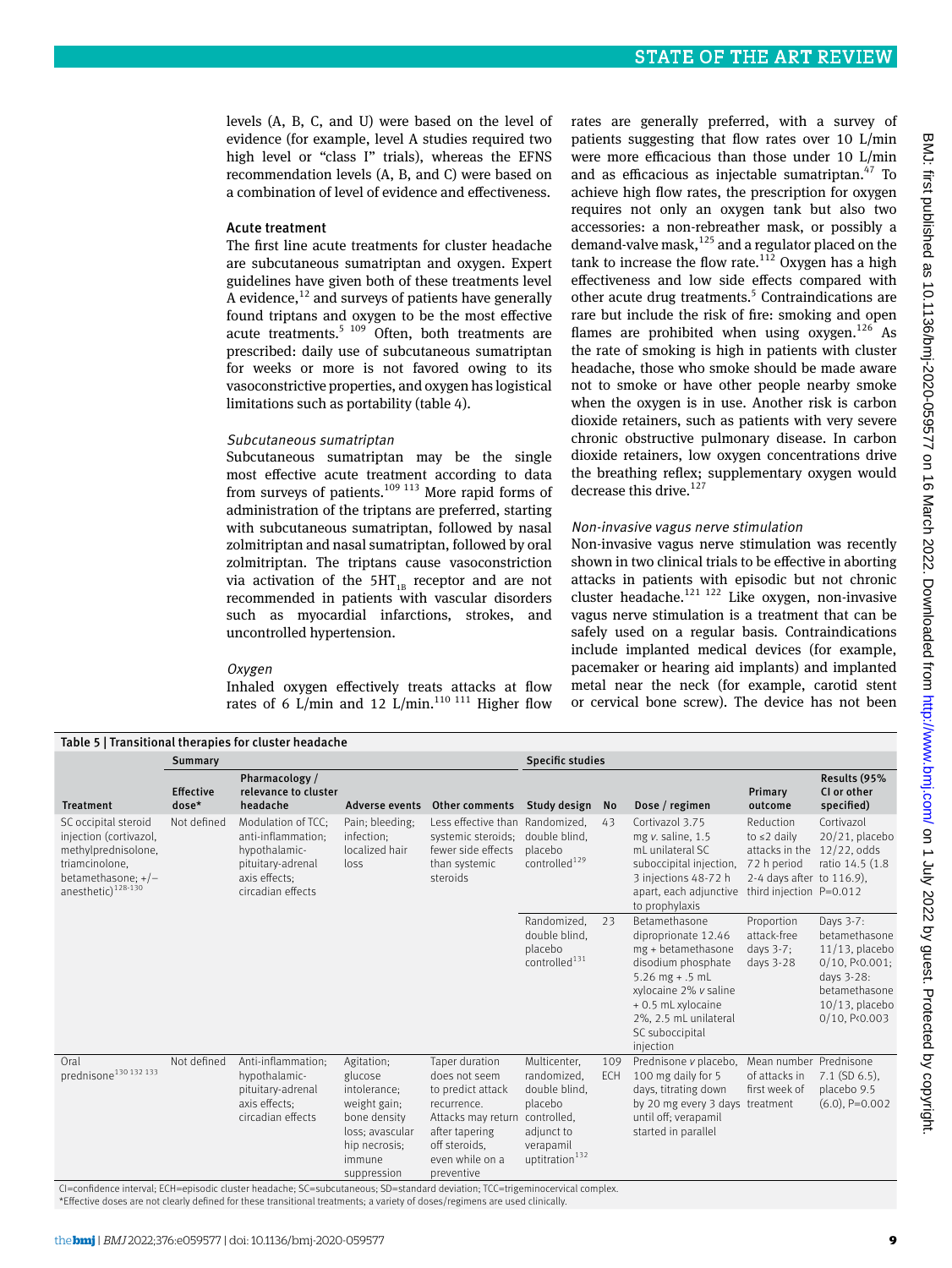levels (A, B, C, and U) were based on the level of evidence (for example, level A studies required two high level or "class I" trials), whereas the EFNS recommendation levels (A, B, and C) were based on a combination of level of evidence and effectiveness.

### Acute treatment

The first line acute treatments for cluster headache are subcutaneous sumatriptan and oxygen. Expert guidelines have given both of these treatments level A evidence,[12] and surveys of patients have generally found triptans and oxygen to be the most effective acute treatments.[5 109] Often, both treatments are prescribed: daily use of subcutaneous sumatriptan for weeks or more is not favored owing to its vasoconstrictive properties, and oxygen has logistical limitations such as portability (table 4).

#### *Subcutaneous sumatriptan*

Subcutaneous sumatriptan may be the single most effective acute treatment according to data from surveys of patients.[109 113] More rapid forms of administration of the triptans are preferred, starting with subcutaneous sumatriptan, followed by nasal zolmitriptan and nasal sumatriptan, followed by oral zolmitriptan. The triptans cause vasoconstriction via activation of the $5HT_{1B}$ receptor and are not recommended in patients with vascular disorders such as myocardial infarctions, strokes, and uncontrolled hypertension.

#### *Oxygen*

Inhaled oxygen effectively treats attacks at flow rates of 6 L/min and 12 L/min.[110 111] Higher flow rates are generally preferred, with a survey of patients suggesting that flow rates over 10 L/min were more efficacious than those under 10 L/min and as efficacious as injectable sumatriptan.[47] To achieve high flow rates, the prescription for oxygen requires not only an oxygen tank but also two accessories: a non-rebreather mask, or possibly a demand-valve mask,[125] and a regulator placed on the tank to increase the flow rate.[112] Oxygen has a high effectiveness and low side effects compared with other acute drug treatments.[5] Contraindications are rare but include the risk of fire: smoking and open flames are prohibited when using oxygen.[126] As the rate of smoking is high in patients with cluster headache, those who smoke should be made aware not to smoke or have other people nearby smoke when the oxygen is in use. Another risk is carbon dioxide retainers, such as patients with very severe chronic obstructive pulmonary disease. In carbon dioxide retainers, low oxygen concentrations drive the breathing reflex; supplementary oxygen would decrease this drive.[127]

#### *Non-invasive vagus nerve stimulation*

Non-invasive vagus nerve stimulation was recently shown in two clinical trials to be effective in aborting attacks in patients with episodic but not chronic cluster headache.[121 122] Like oxygen, non-invasive vagus nerve stimulation is a treatment that can be safely used on a regular basis. Contraindications include implanted medical devices (for example, pacemaker or hearing aid implants) and implanted metal near the neck (for example, carotid stent or cervical bone screw). The device has not been

**Table 5 | Transitional therapies for cluster headache**

| | Summary | | | | Specific studies | | | | |
|---|---|---|---|---|---|---|---|---|---|
| Treatment | Effective dose* | Pharmacology / relevance to cluster headache | Adverse events | Other comments | Study design | No | Dose / regimen | Primary outcome | Results (95% CI or other specified) |
| SC occipital steroid injection (cortivazol, methylprednisolone, triamcinolone, betamethasone; +/− anesthetic)[128-130] | Not defined | Modulation of TCC; anti-inflammation; hypothalamic-pituitary-adrenal axis effects; circadian effects | Pain; bleeding; infection; localized hair loss | Less effective than systemic steroids; fewer side effects than systemic steroids | Randomized, double blind, placebo controlled[129] | 43 | Cortivazol 3.75 mg *v.* saline, 1.5 mL unilateral SC suboccipital injection, 3 injections 48-72 h apart, each adjunctive to prophylaxis | Reduction to ≤2 daily attacks in the 72 h period 2-4 days after third injection | Cortivazol 20/21, placebo 12/22, odds ratio 14.5 (1.8 to 116.9), P=0.012 |
| | | | | | Randomized, double blind, placebo controlled[131] | 23 | Betamethasone dipropionate 12.46 mg + betamethasone disodium phosphate 5.26 mg + .5 mL xylocaine 2% *v* saline + 0.5 mL xylocaine 2%, 2.5 mL unilateral SC suboccipital injection | Proportion attack-free days 3-7; days 3-28 | Days 3-7: betamethasone 11/13, placebo 0/10, P<0.001; days 3-28: betamethasone 10/13, placebo 0/10, P<0.003 |
| Oral prednisone[130 132 133] | Not defined | Anti-inflammation; hypothalamic-pituitary-adrenal axis effects; circadian effects | Agitation; glucose intolerance; weight gain; bone density loss; avascular hip necrosis; immune suppression | Taper duration does not seem to predict attack recurrence. Attacks may return after tapering off steroids, even while on a preventive | Multicenter, randomized, double blind, placebo controlled, adjunct to verapamil uptitration[132] | 109 ECH | Prednisone *v* placebo, 100 mg daily for 5 days, titrating down by 20 mg every 3 days until off; verapamil started in parallel | Mean number of attacks in first week of treatment | Prednisone 7.1 (SD 6.5), placebo 9.5 (6.0), P=0.002 |

CI=confidence interval; ECH=episodic cluster headache; SC=subcutaneous; SD=standard deviation; TCC=trigeminocervical complex.
*Effective doses are not clearly defined for these transitional treatments; a variety of doses/regimens are used clinically.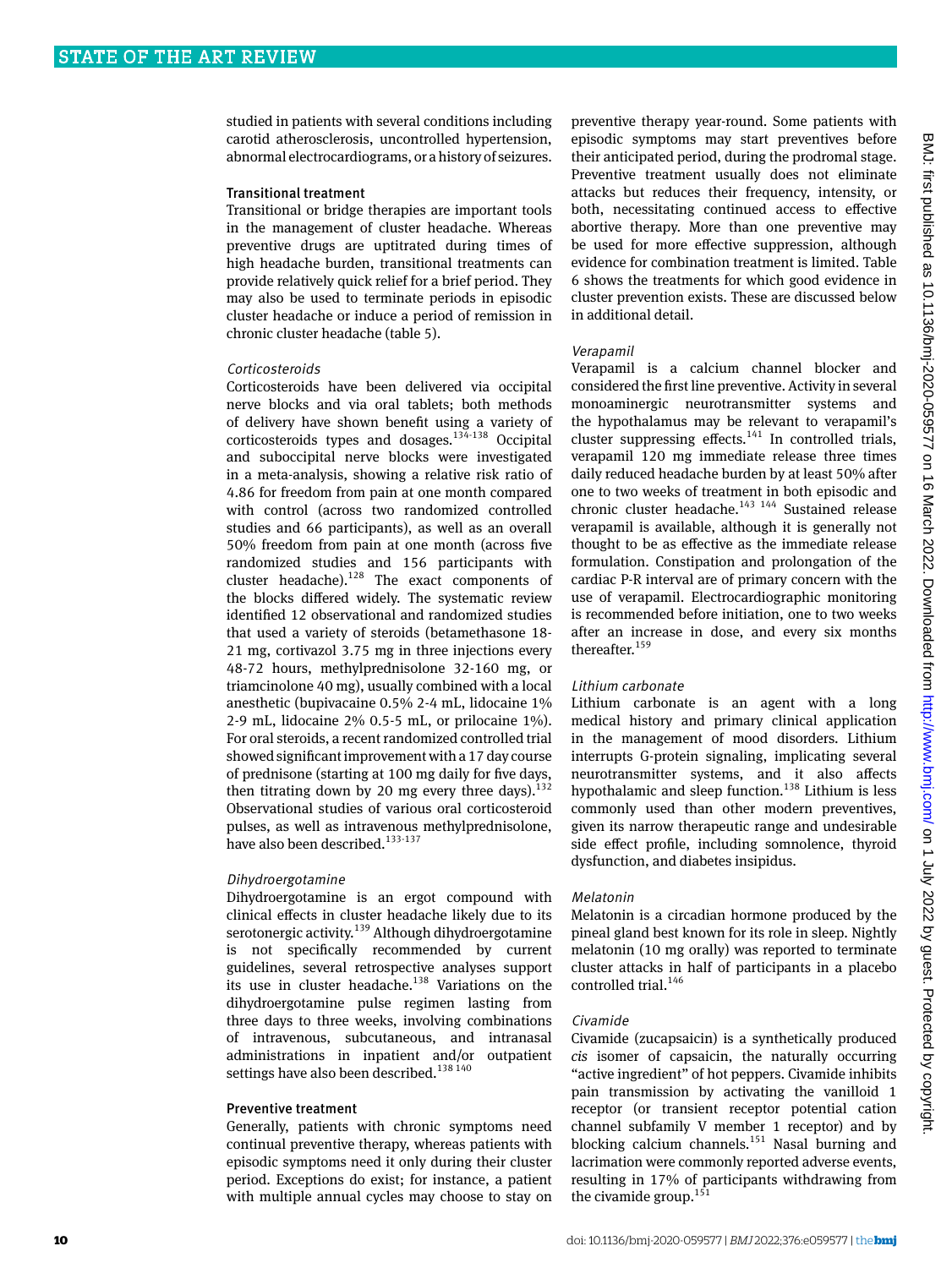studied in patients with several conditions including carotid atherosclerosis, uncontrolled hypertension, abnormal electrocardiograms, or a history of seizures.

### Transitional treatment

Transitional or bridge therapies are important tools in the management of cluster headache. Whereas preventive drugs are uptitrated during times of high headache burden, transitional treatments can provide relatively quick relief for a brief period. They may also be used to terminate periods in episodic cluster headache or induce a period of remission in chronic cluster headache (table 5).

#### *Corticosteroids*

Corticosteroids have been delivered via occipital nerve blocks and via oral tablets; both methods of delivery have shown benefit using a variety of corticosteroids types and dosages.[134-138] Occipital and suboccipital nerve blocks were investigated in a meta-analysis, showing a relative risk ratio of 4.86 for freedom from pain at one month compared with control (across two randomized controlled studies and 66 participants), as well as an overall 50% freedom from pain at one month (across five randomized studies and 156 participants with cluster headache).[128] The exact components of the blocks differed widely. The systematic review identified 12 observational and randomized studies that used a variety of steroids (betamethasone 18-21 mg, cortivazol 3.75 mg in three injections every 48-72 hours, methylprednisolone 32-160 mg, or triamcinolone 40 mg), usually combined with a local anesthetic (bupivacaine 0.5% 2-4 mL, lidocaine 1% 2-9 mL, lidocaine 2% 0.5-5 mL, or prilocaine 1%). For oral steroids, a recent randomized controlled trial showed significant improvement with a 17 day course of prednisone (starting at 100 mg daily for five days, then titrating down by 20 mg every three days).[132] Observational studies of various oral corticosteroid pulses, as well as intravenous methylprednisolone, have also been described.[133-137]

#### *Dihydroergotamine*

Dihydroergotamine is an ergot compound with clinical effects in cluster headache likely due to its serotonergic activity.[139] Although dihydroergotamine is not specifically recommended by current guidelines, several retrospective analyses support its use in cluster headache.[138] Variations on the dihydroergotamine pulse regimen lasting from three days to three weeks, involving combinations of intravenous, subcutaneous, and intranasal administrations in inpatient and/or outpatient settings have also been described.[138 140]

### Preventive treatment

Generally, patients with chronic symptoms need continual preventive therapy, whereas patients with episodic symptoms need it only during their cluster period. Exceptions do exist; for instance, a patient with multiple annual cycles may choose to stay on preventive therapy year-round. Some patients with episodic symptoms may start preventives before their anticipated period, during the prodromal stage. Preventive treatment usually does not eliminate attacks but reduces their frequency, intensity, or both, necessitating continued access to effective abortive therapy. More than one preventive may be used for more effective suppression, although evidence for combination treatment is limited. Table 6 shows the treatments for which good evidence in cluster prevention exists. These are discussed below in additional detail.

#### *Verapamil*

Verapamil is a calcium channel blocker and considered the first line preventive. Activity in several monoaminergic neurotransmitter systems and the hypothalamus may be relevant to verapamil's cluster suppressing effects.[141] In controlled trials, verapamil 120 mg immediate release three times daily reduced headache burden by at least 50% after one to two weeks of treatment in both episodic and chronic cluster headache.[143 144] Sustained release verapamil is available, although it is generally not thought to be as effective as the immediate release formulation. Constipation and prolongation of the cardiac P-R interval are of primary concern with the use of verapamil. Electrocardiographic monitoring is recommended before initiation, one to two weeks after an increase in dose, and every six months thereafter.[159]

#### *Lithium carbonate*

Lithium carbonate is an agent with a long medical history and primary clinical application in the management of mood disorders. Lithium interrupts G-protein signaling, implicating several neurotransmitter systems, and it also affects hypothalamic and sleep function.[138] Lithium is less commonly used than other modern preventives, given its narrow therapeutic range and undesirable side effect profile, including somnolence, thyroid dysfunction, and diabetes insipidus.

#### *Melatonin*

Melatonin is a circadian hormone produced by the pineal gland best known for its role in sleep. Nightly melatonin (10 mg orally) was reported to terminate cluster attacks in half of participants in a placebo controlled trial.[146]

#### *Civamide*

Civamide (zucapsaicin) is a synthetically produced *cis* isomer of capsaicin, the naturally occurring "active ingredient" of hot peppers. Civamide inhibits pain transmission by activating the vanilloid 1 receptor (or transient receptor potential cation channel subfamily V member 1 receptor) and by blocking calcium channels.[151] Nasal burning and lacrimation were commonly reported adverse events, resulting in 17% of participants withdrawing from the civamide group.[151]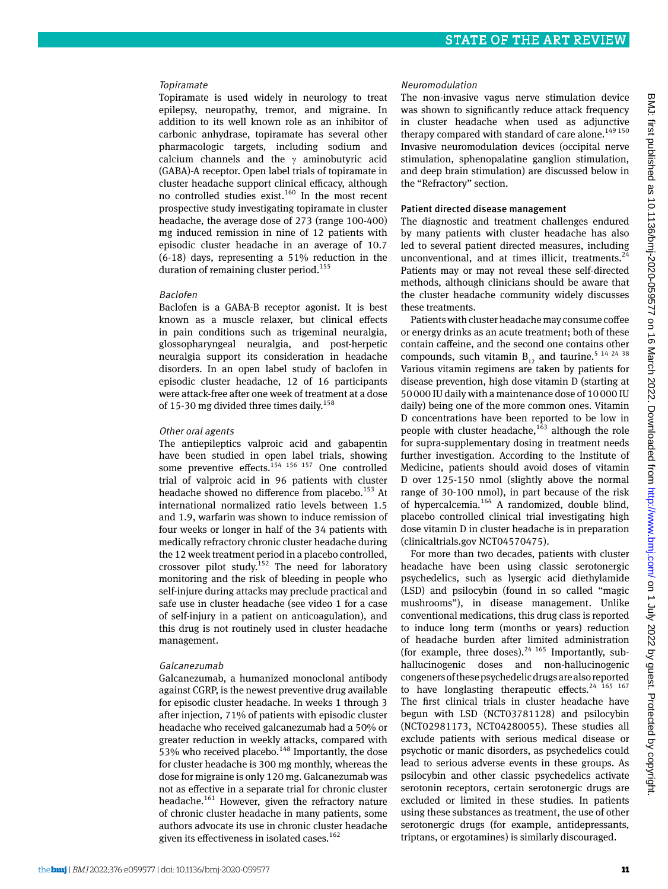#### Topiramate

Topiramate is used widely in neurology to treat epilepsy, neuropathy, tremor, and migraine. In addition to its well known role as an inhibitor of carbonic anhydrase, topiramate has several other pharmacologic targets, including sodium and calcium channels and the γ aminobutyric acid (GABA)-A receptor. Open label trials of topiramate in cluster headache support clinical efficacy, although no controlled studies exist.[160] In the most recent prospective study investigating topiramate in cluster headache, the average dose of 273 (range 100-400) mg induced remission in nine of 12 patients with episodic cluster headache in an average of 10.7 (6-18) days, representing a 51% reduction in the duration of remaining cluster period.[155]

#### Baclofen

Baclofen is a GABA-B receptor agonist. It is best known as a muscle relaxer, but clinical effects in pain conditions such as trigeminal neuralgia, glossopharyngeal neuralgia, and post-herpetic neuralgia support its consideration in headache disorders. In an open label study of baclofen in episodic cluster headache, 12 of 16 participants were attack-free after one week of treatment at a dose of 15-30 mg divided three times daily.[158]

#### Other oral agents

The antiepileptics valproic acid and gabapentin have been studied in open label trials, showing some preventive effects.[154 156 157] One controlled trial of valproic acid in 96 patients with cluster headache showed no difference from placebo.[153] At international normalized ratio levels between 1.5 and 1.9, warfarin was shown to induce remission of four weeks or longer in half of the 34 patients with medically refractory chronic cluster headache during the 12 week treatment period in a placebo controlled, crossover pilot study.[152] The need for laboratory monitoring and the risk of bleeding in people who self-injure during attacks may preclude practical and safe use in cluster headache (see video 1 for a case of self-injury in a patient on anticoagulation), and this drug is not routinely used in cluster headache management.

#### Galcanezumab

Galcanezumab, a humanized monoclonal antibody against CGRP, is the newest preventive drug available for episodic cluster headache. In weeks 1 through 3 after injection, 71% of patients with episodic cluster headache who received galcanezumab had a 50% or greater reduction in weekly attacks, compared with 53% who received placebo.[148] Importantly, the dose for cluster headache is 300 mg monthly, whereas the dose for migraine is only 120 mg. Galcanezumab was not as effective in a separate trial for chronic cluster headache.[161] However, given the refractory nature of chronic cluster headache in many patients, some authors advocate its use in chronic cluster headache given its effectiveness in isolated cases.[162]

#### Neuromodulation

The non-invasive vagus nerve stimulation device was shown to significantly reduce attack frequency in cluster headache when used as adjunctive therapy compared with standard of care alone.[149 150] Invasive neuromodulation devices (occipital nerve stimulation, sphenopalatine ganglion stimulation, and deep brain stimulation) are discussed below in the "Refractory" section.

### Patient directed disease management

The diagnostic and treatment challenges endured by many patients with cluster headache has also led to several patient directed measures, including unconventional, and at times illicit, treatments.[24] Patients may or may not reveal these self-directed methods, although clinicians should be aware that the cluster headache community widely discusses these treatments.

Patients with cluster headache may consume coffee or energy drinks as an acute treatment; both of these contain caffeine, and the second one contains other compounds, such vitamin $B_{12}$ and taurine.[5 14 24 38] Various vitamin regimens are taken by patients for disease prevention, high dose vitamin D (starting at 50 000 IU daily with a maintenance dose of 10 000 IU daily) being one of the more common ones. Vitamin D concentrations have been reported to be low in people with cluster headache,[163] although the role for supra-supplementary dosing in treatment needs further investigation. According to the Institute of Medicine, patients should avoid doses of vitamin D over 125-150 nmol (slightly above the normal range of 30-100 nmol), in part because of the risk of hypercalcemia.[164] A randomized, double blind, placebo controlled clinical trial investigating high dose vitamin D in cluster headache is in preparation (clinicaltrials.gov NCT04570475).

For more than two decades, patients with cluster headache have been using classic serotonergic psychedelics, such as lysergic acid diethylamide (LSD) and psilocybin (found in so called "magic mushrooms"), in disease management. Unlike conventional medications, this drug class is reported to induce long term (months or years) reduction of headache burden after limited administration (for example, three doses).[24 165] Importantly, sub-hallucinogenic doses and non-hallucinogenic congeners of these psychedelic drugs are also reported to have longlasting therapeutic effects.[24 165 167] The first clinical trials in cluster headache have begun with LSD (NCT03781128) and psilocybin (NCT02981173, NCT04280055). These studies all exclude patients with serious medical disease or psychotic or manic disorders, as psychedelics could lead to serious adverse events in these groups. As psilocybin and other classic psychedelics activate serotonin receptors, certain serotonergic drugs are excluded or limited in these studies. In patients using these substances as treatment, the use of other serotonergic drugs (for example, antidepressants, triptans, or ergotamines) is similarly discouraged.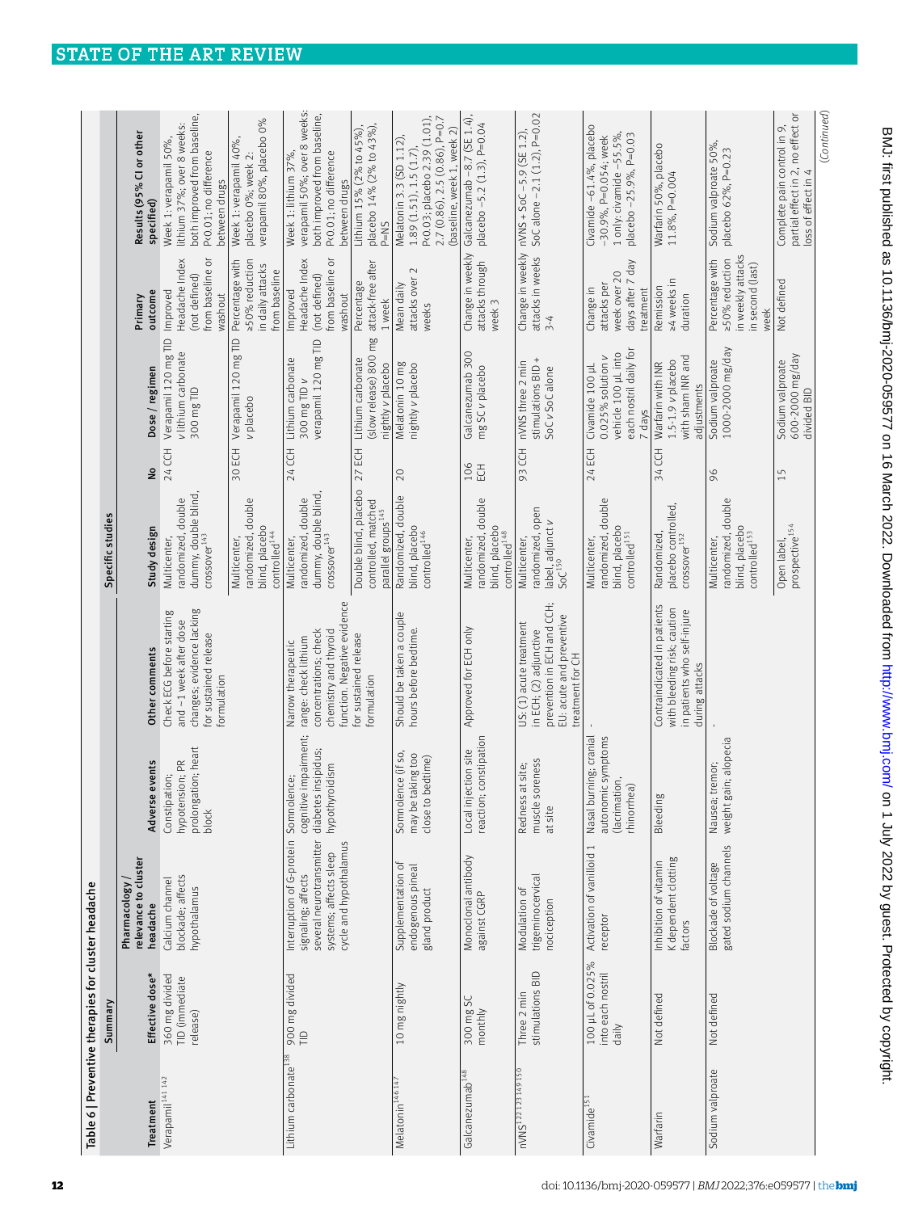Table 6 | Preventive therapies for cluster headache

| Summary | | | | | Specific studies | | | | |
|---|---|---|---|---|---|---|---|---|---|
| Treatment | Effective dose* | Pharmacology / relevance to cluster headache | Adverse events | Other comments | Study design | No | Dose / regimen | Primary outcome | Results (95% CI or other specified) |
| Verapamil[141 142] | 360 mg divided TID (immediate release) | Calcium channel blockade; affects hypothalamus | Constipation; hypotension; PR prolongation; heart block | Check ECG before starting and ~1 week after dose changes; evidence lacking for sustained release formulation | Multicenter, randomized, double dummy, double blind, crossover[143] | 24 CCH | Verapamil 120 mg TID v lithium carbonate 300 mg TID | Improved Headache Index (not defined) from baseline or washout | Week 1: verapamil 50%, lithium 37%; over 8 weeks: both improved from baseline, P<0.01; no difference between drugs |
| | | | | | Multicenter, randomized, double blind, placebo controlled[144] | 30 ECH | Verapamil 120 mg TID v placebo | Percentage with ≥50% reduction in daily attacks from baseline | Week 1: verapamil 40%, placebo 0%; week 2: verapamil 80%, placebo 0% |
| Lithium carbonate[138] | 900 mg divided TID | Interruption of G-protein signaling; affects several neurotransmitter systems; affects sleep cycle and hypothalamus | Somnolence; cognitive impairment; diabetes insipidus; hypothyroidism | Narrow therapeutic range: check lithium concentrations; check chemistry and thyroid function. Negative evidence for sustained release formulation | Multicenter, randomized, double dummy, double blind, crossover[143] | 24 CCH | Lithium carbonate 300 mg TID v verapamil 120 mg TID | Improved Headache Index (not defined) from baseline or washout | Week 1: lithium 37%, verapamil 50%; over 8 weeks: both improved from baseline, P<0.01; no difference between drugs |
| | | | | | Double blind, placebo controlled, matched parallel groups[145] | 27 ECH | Lithium carbonate (slow release) 800 mg nightly v placebo | Percentage attack-free after 1 week | Lithium 15% (2% to 45%), placebo 14% (2% to 43%), P=NS |
| Melatonin[146 147] | 10 mg nightly | Supplementation of endogenous pineal gland product | Somnolence (if so, may be taking too close to bedtime) | Should be taken a couple hours before bedtime. | Randomized, double blind, placebo controlled[146] | 20 | Melatonin 10 mg nightly v placebo | Mean daily attacks over 2 weeks | Melatonin 3.3 (SD 1.12), 1.89 (1.51), 1.5 (1.7), P<0.03; placebo 2.39 (1.01), 2.7 (0.86), 2.5 (0.86), P=0.7 (baseline, week 1, week 2) |
| Galcanezumab[148] | 300 mg SC monthly | Monoclonal antibody against CGRP | Local injection site reaction; constipation | Approved for ECH only | Multicenter, randomized, double blind, placebo controlled[148] | 106 ECH | Galcanezumab 300 mg SC v placebo | Change in weekly attacks through week 3 | Galcanezumab −8.7 (SE 1.4), placebo −5.2 (1.3), P=0.04 |
| nVNS[122 123 149 150] | Three 2 min stimulations BID | Modulation of trigeminocervical nociception | Redness at site; muscle soreness at site | US: (1) acute treatment in ECH; (2) adjunctive prevention in ECH and CCH; EU: acute and preventive treatment for CH | Multicenter, randomized, open label, adjunct v SoC[150] | 93 CCH | nVNS three 2 min stimulations BID + SoC v SoC alone | Change in weekly attacks in weeks 3-4 | nVNS + SoC −5.9 (SE 1.2), SoC alone −2.1 (1.2), P=0.02 |
| Civamide[151] | 100 µL of 0.025% into each nostril daily | Activation of vanilloid 1 receptor | Nasal burning; cranial autonomic symptoms (lacrimation, rhinorrhea) | - | Multicenter, randomized, double blind, placebo controlled[151] | 24 ECH | Civamide 100 µL 0.025% solution v vehicle 100 µL into each nostril daily for 7 days | Change in attacks per week over 20 days after 7 day treatment | Civamide −61.4%, placebo −30.9%, P=0.054; week 1 only: civamide −55.5%, placebo −25.9%, P=0.03 |
| Warfarin | Not defined | Inhibition of vitamin K dependent clotting factors | Bleeding | Contraindicated in patients with bleeding risk; caution in patients who self-injure during attacks | Randomized, placebo controlled, crossover[152] | 34 CCH | Warfarin with INR 1.5-1.9 v placebo with sham INR and adjustments | Remission ≥4 weeks in duration | Warfarin 50%, placebo 11.8%, P=0.004 |
| Sodium valproate | Not defined | Blockade of voltage gated sodium channels | Nausea; tremor; weight gain; alopecia | - | Multicenter, randomized, double blind, placebo controlled[153] | 96 | Sodium valproate 1000-2000 mg/day | Percentage with ≥50% reduction in weekly attacks in second (last) week | Sodium valproate 50%, placebo 62%, P=0.23 |
| | | | | | Open label, prospective[154] | 15 | Sodium valproate 600-2000 mg/day divided BID | Not defined | Complete pain control in 9, partial effect in 2, no effect or loss of effect in 4 |

(Continued)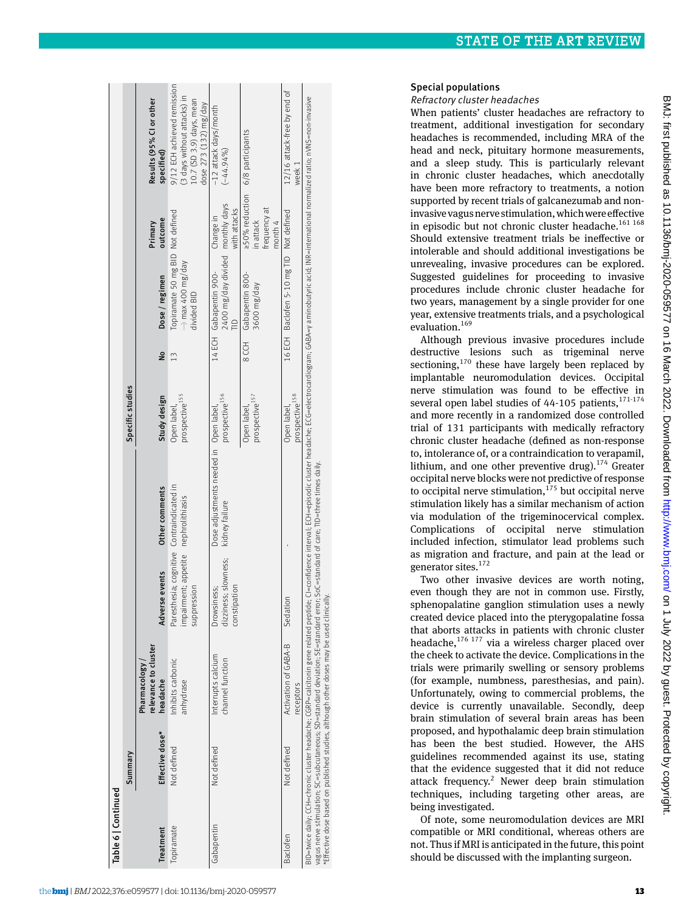Table 6 | Continued

| Treatment | Summary | | | | Specific studies | | | | |
|---|---|---|---|---|---|---|---|---|---|
| | Effective dose* | Pharmacology / relevance to cluster headache | Adverse events | Other comments | Study design | No | Dose / regimen | Primary outcome | Results (95% CI or other specified) |
| Topiramate | Not defined | Inhibits carbonic anhydrase | Paresthesia; cognitive impairment; appetite suppression | Contraindicated in nephrolithiasis | Open label, prospective[155] | 13 | Topiramate 50 mg BID → max 400 mg/day divided BID | Not defined | 9/12 ECH achieved remission (3 days without attacks) in 10.7 (SD 3.9) days, mean dose 273 (132) mg/day |
| Gabapentin | Not defined | Interrupts calcium channel function | Drowsiness; dizziness; slowness; constipation | Dose adjustments needed in kidney failure | Open label, prospective[156] | 14 ECH | Gabapentin 900-2400 mg/day divided TID | Change in monthly days with attacks | −12 attack days/month (−44.94%) |
| | | | | | Open label, prospective[157] | 8 CCH | Gabapentin 800-3600 mg/day | ≥50% reduction in attack frequency at month 4 | 6/8 participants |
| Baclofen | Not defined | Activation of GABA-B receptors | Sedation | - | Open label, prospective[158] | 16 ECH | Baclofen 5-10 mg TID | Not defined | 12/16 attack-free by end of week 1 |

BID=twice daily; CCH=chronic cluster headache; CGRP=calcitonin gene related peptide; CI=confidence interval; ECH=episodic cluster headache; ECG=electrocardiogram; GABA=γ aminobutyric acid; INR=international normalized ratio; nVNS=non-invasive vagus nerve stimulation; SC=subcutaneous; SD=standard deviation; SE=standard error; SoC=standard of care; TID=three times daily.
*Effective dose based on published studies, although other doses may be used clinically.

## Special populations

### *Refractory cluster headaches*

When patients' cluster headaches are refractory to treatment, additional investigation for secondary headaches is recommended, including MRA of the head and neck, pituitary hormone measurements, and a sleep study. This is particularly relevant in chronic cluster headaches, which anecdotally have been more refractory to treatments, a notion supported by recent trials of galcanezumab and non-invasive vagus nerve stimulation, which were effective in episodic but not chronic cluster headache.[161 168] Should extensive treatment trials be ineffective or intolerable and should additional investigations be unrevealing, invasive procedures can be explored. Suggested guidelines for proceeding to invasive procedures include chronic cluster headache for two years, management by a single provider for one year, extensive treatments trials, and a psychological evaluation.[169]

Although previous invasive procedures include destructive lesions such as trigeminal nerve sectioning,[170] these have largely been replaced by implantable neuromodulation devices. Occipital nerve stimulation was found to be effective in several open label studies of 44-105 patients,[171-174] and more recently in a randomized dose controlled trial of 131 participants with medically refractory chronic cluster headache (defined as non-response to, intolerance of, or a contraindication to verapamil, lithium, and one other preventive drug).[174] Greater occipital nerve blocks were not predictive of response to occipital nerve stimulation,[175] but occipital nerve stimulation likely has a similar mechanism of action via modulation of the trigeminocervical complex. Complications of occipital nerve stimulation included infection, stimulator lead problems such as migration and fracture, and pain at the lead or generator sites.[172]

Two other invasive devices are worth noting, even though they are not in common use. Firstly, sphenopalatine ganglion stimulation uses a newly created device placed into the pterygopalatine fossa that aborts attacks in patients with chronic cluster headache,[176 177] via a wireless charger placed over the cheek to activate the device. Complications in the trials were primarily swelling or sensory problems (for example, numbness, paresthesias, and pain). Unfortunately, owing to commercial problems, the device is currently unavailable. Secondly, deep brain stimulation of several brain areas has been proposed, and hypothalamic deep brain stimulation has been the best studied. However, the AHS guidelines recommended against its use, stating that the evidence suggested that it did not reduce attack frequency.[2] Newer deep brain stimulation techniques, including targeting other areas, are being investigated.

Of note, some neuromodulation devices are MRI compatible or MRI conditional, whereas others are not. Thus if MRI is anticipated in the future, this point should be discussed with the implanting surgeon.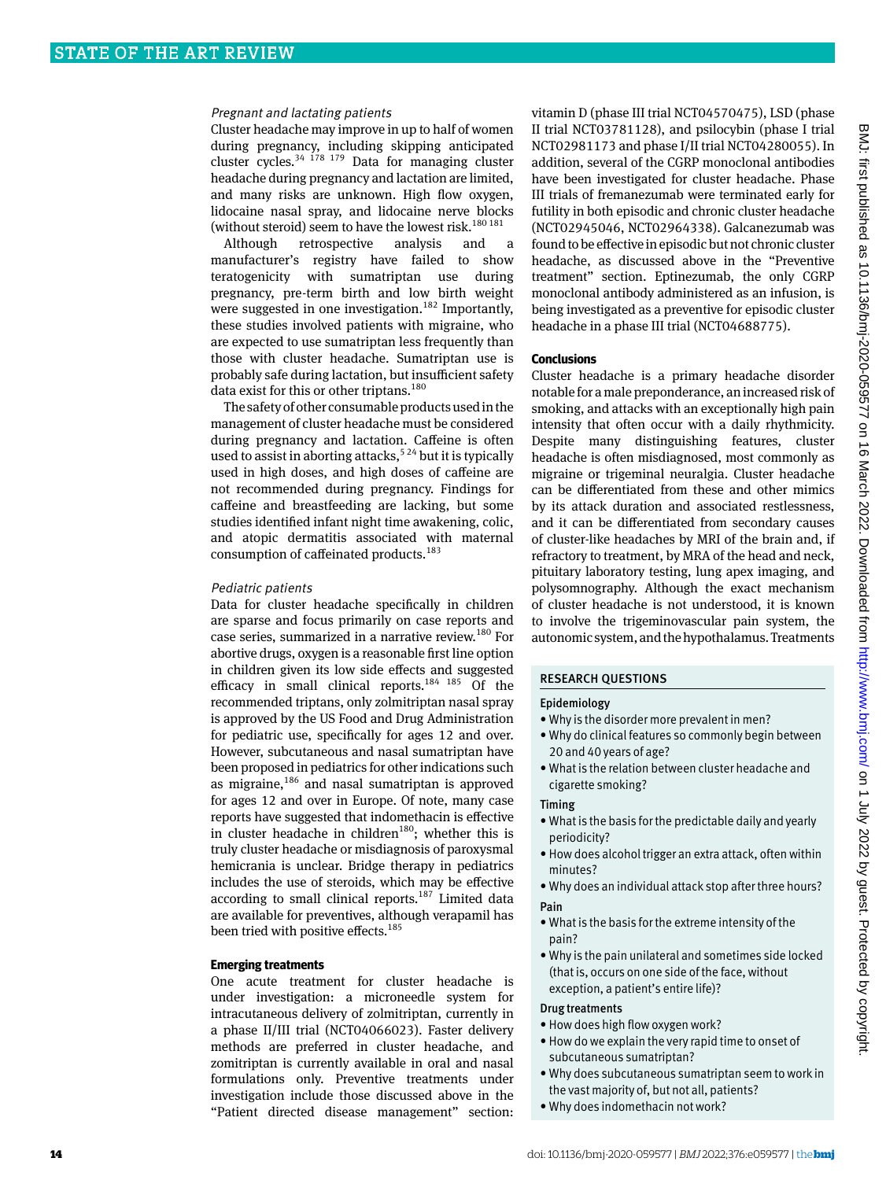### *Pregnant and lactating patients*

Cluster headache may improve in up to half of women during pregnancy, including skipping anticipated cluster cycles.[34 178 179] Data for managing cluster headache during pregnancy and lactation are limited, and many risks are unknown. High flow oxygen, lidocaine nasal spray, and lidocaine nerve blocks (without steroid) seem to have the lowest risk.[180 181]

Although retrospective analysis and a manufacturer's registry have failed to show teratogenicity with sumatriptan use during pregnancy, pre-term birth and low birth weight were suggested in one investigation.[182] Importantly, these studies involved patients with migraine, who are expected to use sumatriptan less frequently than those with cluster headache. Sumatriptan use is probably safe during lactation, but insufficient safety data exist for this or other triptans.[180]

The safety of other consumable products used in the management of cluster headache must be considered during pregnancy and lactation. Caffeine is often used to assist in aborting attacks,[5 24] but it is typically used in high doses, and high doses of caffeine are not recommended during pregnancy. Findings for caffeine and breastfeeding are lacking, but some studies identified infant night time awakening, colic, and atopic dermatitis associated with maternal consumption of caffeinated products.[183]

### *Pediatric patients*

Data for cluster headache specifically in children are sparse and focus primarily on case reports and case series, summarized in a narrative review.[180] For abortive drugs, oxygen is a reasonable first line option in children given its low side effects and suggested efficacy in small clinical reports.[184 185] Of the recommended triptans, only zolmitriptan nasal spray is approved by the US Food and Drug Administration for pediatric use, specifically for ages 12 and over. However, subcutaneous and nasal sumatriptan have been proposed in pediatrics for other indications such as migraine,[186] and nasal sumatriptan is approved for ages 12 and over in Europe. Of note, many case reports have suggested that indomethacin is effective in cluster headache in children[180]; whether this is truly cluster headache or misdiagnosis of paroxysmal hemicrania is unclear. Bridge therapy in pediatrics includes the use of steroids, which may be effective according to small clinical reports.[187] Limited data are available for preventives, although verapamil has been tried with positive effects.[185]

## Emerging treatments

One acute treatment for cluster headache is under investigation: a microneedle system for intracutaneous delivery of zolmitriptan, currently in a phase II/III trial (NCT04066023). Faster delivery methods are preferred in cluster headache, and zomitriptan is currently available in oral and nasal formulations only. Preventive treatments under investigation include those discussed above in the "Patient directed disease management" section: vitamin D (phase III trial NCT04570475), LSD (phase II trial NCT03781128), and psilocybin (phase I trial NCT02981173 and phase I/II trial NCT04280055). In addition, several of the CGRP monoclonal antibodies have been investigated for cluster headache. Phase III trials of fremanezumab were terminated early for futility in both episodic and chronic cluster headache (NCT02945046, NCT02964338). Galcanezumab was found to be effective in episodic but not chronic cluster headache, as discussed above in the "Preventive treatment" section. Eptinezumab, the only CGRP monoclonal antibody administered as an infusion, is being investigated as a preventive for episodic cluster headache in a phase III trial (NCT04688775).

## Conclusions

Cluster headache is a primary headache disorder notable for a male preponderance, an increased risk of smoking, and attacks with an exceptionally high pain intensity that often occur with a daily rhythmicity. Despite many distinguishing features, cluster headache is often misdiagnosed, most commonly as migraine or trigeminal neuralgia. Cluster headache can be differentiated from these and other mimics by its attack duration and associated restlessness, and it can be differentiated from secondary causes of cluster-like headaches by MRI of the brain and, if refractory to treatment, by MRA of the head and neck, pituitary laboratory testing, lung apex imaging, and polysomnography. Although the exact mechanism of cluster headache is not understood, it is known to involve the trigeminovascular pain system, the autonomic system, and the hypothalamus. Treatments

---

**RESEARCH QUESTIONS**

**Epidemiology**
- Why is the disorder more prevalent in men?
- Why do clinical features so commonly begin between 20 and 40 years of age?
- What is the relation between cluster headache and cigarette smoking?

**Timing**
- What is the basis for the predictable daily and yearly periodicity?
- How does alcohol trigger an extra attack, often within minutes?
- Why does an individual attack stop after three hours?

**Pain**
- What is the basis for the extreme intensity of the pain?
- Why is the pain unilateral and sometimes side locked (that is, occurs on one side of the face, without exception, a patient's entire life)?

**Drug treatments**
- How does high flow oxygen work?
- How do we explain the very rapid time to onset of subcutaneous sumatriptan?
- Why does subcutaneous sumatriptan seem to work in the vast majority of, but not all, patients?
- Why does indomethacin not work?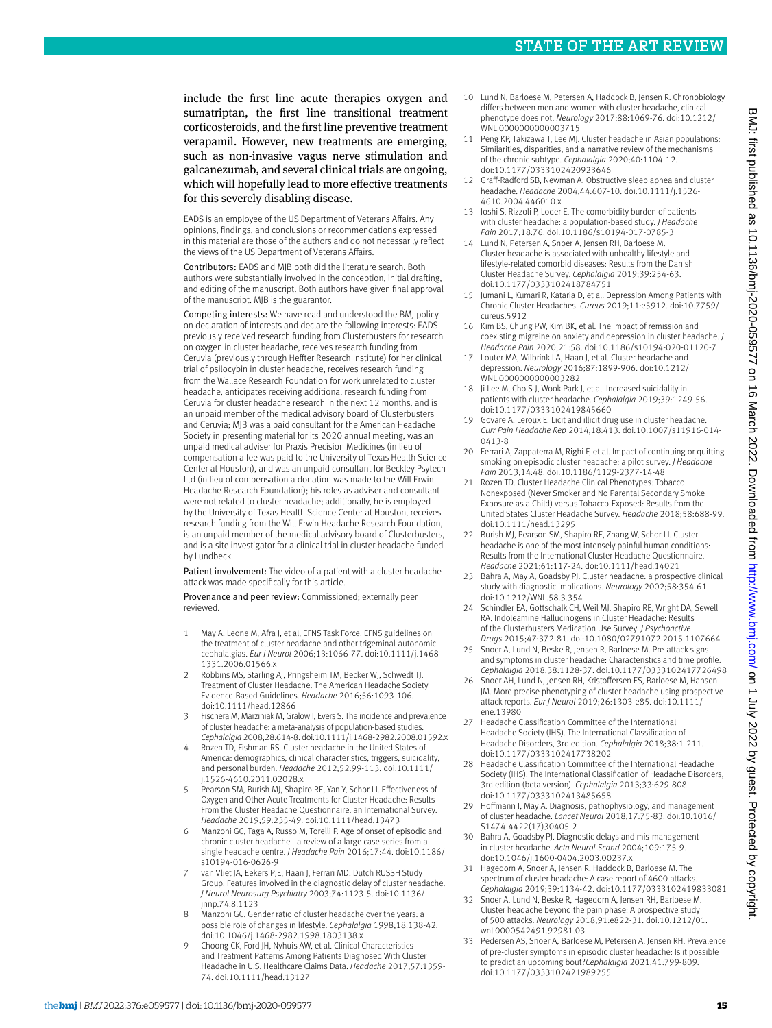include the first line acute therapies oxygen and sumatriptan, the first line transitional treatment corticosteroids, and the first line preventive treatment verapamil. However, new treatments are emerging, such as non-invasive vagus nerve stimulation and galcanezumab, and several clinical trials are ongoing, which will hopefully lead to more effective treatments for this severely disabling disease.

EADS is an employee of the US Department of Veterans Affairs. Any opinions, findings, and conclusions or recommendations expressed in this material are those of the authors and do not necessarily reflect the views of the US Department of Veterans Affairs.

Contributors: EADS and MJB both did the literature search. Both authors were substantially involved in the conception, initial drafting, and editing of the manuscript. Both authors have given final approval of the manuscript. MJB is the guarantor.

Competing interests: We have read and understood the BMJ policy on declaration of interests and declare the following interests: EADS previously received research funding from Clusterbusters for research on oxygen in cluster headache, receives research funding from Ceruvia (previously through Heffter Research Institute) for her clinical trial of psilocybin in cluster headache, receives research funding from the Wallace Research Foundation for work unrelated to cluster headache, anticipates receiving additional research funding from Ceruvia for cluster headache research in the next 12 months, and is an unpaid member of the medical advisory board of Clusterbusters and Ceruvia; MJB was a paid consultant for the American Headache Society in presenting material for its 2020 annual meeting, was an unpaid medical adviser for Praxis Precision Medicines (in lieu of compensation a fee was paid to the University of Texas Health Science Center at Houston), and was an unpaid consultant for Beckley Psytech Ltd (in lieu of compensation a donation was made to the Will Erwin Headache Research Foundation); his roles as adviser and consultant were not related to cluster headache; additionally, he is employed by the University of Texas Health Science Center at Houston, receives research funding from the Will Erwin Headache Research Foundation, is an unpaid member of the medical advisory board of Clusterbusters, and is a site investigator for a clinical trial in cluster headache funded by Lundbeck.

Patient involvement: The video of a patient with a cluster headache attack was made specifically for this article.

Provenance and peer review: Commissioned; externally peer reviewed.

1. May A, Leone M, Afra J, et al, EFNS Task Force. EFNS guidelines on the treatment of cluster headache and other trigeminal-autonomic cephalalgias. *Eur J Neurol* 2006;13:1066-77. doi:10.1111/j.1468-1331.2006.01566.x
2. Robbins MS, Starling AJ, Pringsheim TM, Becker WJ, Schwedt TJ. Treatment of Cluster Headache: The American Headache Society Evidence-Based Guidelines. *Headache* 2016;56:1093-106. doi:10.1111/head.12866
3. Fischera M, Marziniak M, Gralow I, Evers S. The incidence and prevalence of cluster headache: a meta-analysis of population-based studies. *Cephalalgia* 2008;28:614-8. doi:10.1111/j.1468-2982.2008.01592.x
4. Rozen TD, Fishman RS. Cluster headache in the United States of America: demographics, clinical characteristics, triggers, suicidality, and personal burden. *Headache* 2012;52:99-113. doi:10.1111/j.1526-4610.2011.02028.x
5. Pearson SM, Burish MJ, Shapiro RE, Yan Y, Schor LI. Effectiveness of Oxygen and Other Acute Treatments for Cluster Headache: Results From the Cluster Headache Questionnaire, an International Survey. *Headache* 2019;59:235-49. doi:10.1111/head.13473
6. Manzoni GC, Taga A, Russo M, Torelli P. Age of onset of episodic and chronic cluster headache - a review of a large case series from a single headache centre. *J Headache Pain* 2016;17:44. doi:10.1186/s10194-016-0626-9
7. van Vliet JA, Eekers PJE, Haan J, Ferrari MD, Dutch RUSSH Study Group. Features involved in the diagnostic delay of cluster headache. *J Neurol Neurosurg Psychiatry* 2003;74:1123-5. doi:10.1136/jnnp.74.8.1123
8. Manzoni GC. Gender ratio of cluster headache over the years: a possible role of changes in lifestyle. *Cephalalgia* 1998;18:138-42. doi:10.1046/j.1468-2982.1998.1803138.x
9. Choong CK, Ford JH, Nyhuis AW, et al. Clinical Characteristics and Treatment Patterns Among Patients Diagnosed With Cluster Headache in U.S. Healthcare Claims Data. *Headache* 2017;57:1359-74. doi:10.1111/head.13127
10. Lund N, Barloese M, Petersen A, Haddock B, Jensen R. Chronobiology differs between men and women with cluster headache, clinical phenotype does not. *Neurology* 2017;88:1069-76. doi:10.1212/WNL.0000000000003715
11. Peng KP, Takizawa T, Lee MJ. Cluster headache in Asian populations: Similarities, disparities, and a narrative review of the mechanisms of the chronic subtype. *Cephalalgia* 2020;40:1104-12. doi:10.1177/0333102420923646
12. Graff-Radford SB, Newman A. Obstructive sleep apnea and cluster headache. *Headache* 2004;44:607-10. doi:10.1111/j.1526-4610.2004.446010.x
13. Joshi S, Rizzoli P, Loder E. The comorbidity burden of patients with cluster headache: a population-based study. *J Headache Pain* 2017;18:76. doi:10.1186/s10194-017-0785-3
14. Lund N, Petersen A, Snoer A, Jensen RH, Barloese M. Cluster headache is associated with unhealthy lifestyle and lifestyle-related comorbid diseases: Results from the Danish Cluster Headache Survey. *Cephalalgia* 2019;39:254-63. doi:10.1177/0333102418784751
15. Jumani L, Kumari R, Kataria D, et al. Depression Among Patients with Chronic Cluster Headaches. *Cureus* 2019;11:e5912. doi:10.7759/cureus.5912
16. Kim BS, Chung PW, Kim BK, et al. The impact of remission and coexisting migraine on anxiety and depression in cluster headache. *J Headache Pain* 2020;21:58. doi:10.1186/s10194-020-01120-7
17. Louter MA, Wilbrink LA, Haan J, et al. Cluster headache and depression. *Neurology* 2016;87:1899-906. doi:10.1212/WNL.0000000000003282
18. Ji Lee M, Cho S-J, Wook Park J, et al. Increased suicidality in patients with cluster headache. *Cephalalgia* 2019;39:1249-56. doi:10.1177/0333102419845660
19. Govare A, Leroux E. Licit and illicit drug use in cluster headache. *Curr Pain Headache Rep* 2014;18:413. doi:10.1007/s11916-014-0413-8
20. Ferrari A, Zappaterra M, Righi F, et al. Impact of continuing or quitting smoking on episodic cluster headache: a pilot survey. *J Headache Pain* 2013;14:48. doi:10.1186/1129-2377-14-48
21. Rozen TD. Cluster Headache Clinical Phenotypes: Tobacco Nonexposed (Never Smoker and No Parental Secondary Smoke Exposure as a Child) versus Tobacco-Exposed: Results from the United States Cluster Headache Survey. *Headache* 2018;58:688-99. doi:10.1111/head.13295
22. Burish MJ, Pearson SM, Shapiro RE, Zhang W, Schor LI. Cluster headache is one of the most intensely painful human conditions: Results from the International Cluster Headache Questionnaire. *Headache* 2021;61:117-24. doi:10.1111/head.14021
23. Bahra A, May A, Goadsby PJ. Cluster headache: a prospective clinical study with diagnostic implications. *Neurology* 2002;58:354-61. doi:10.1212/WNL.58.3.354
24. Schindler EA, Gottschalk CH, Weil MJ, Shapiro RE, Wright DA, Sewell RA. Indoleamine Hallucinogens in Cluster Headache: Results of the Clusterbusters Medication Use Survey. *J Psychoactive Drugs* 2015;47:372-81. doi:10.1080/02791072.2015.1107664
25. Snoer A, Lund N, Beske R, Jensen R, Barloese M. Pre-attack signs and symptoms in cluster headache: Characteristics and time profile. *Cephalalgia* 2018;38:1128-37. doi:10.1177/0333102417726498
26. Snoer AH, Lund N, Jensen RH, Kristoffersen ES, Barloese M, Hansen JM. More precise phenotyping of cluster headache using prospective attack reports. *Eur J Neurol* 2019;26:1303-e85. doi:10.1111/ene.13980
27. Headache Classification Committee of the International Headache Society (IHS). The International Classification of Headache Disorders, 3rd edition. *Cephalalgia* 2018;38:1-211. doi:10.1177/0333102417738202
28. Headache Classification Committee of the International Headache Society (IHS). The International Classification of Headache Disorders, 3rd edition (beta version). *Cephalalgia* 2013;33:629-808. doi:10.1177/0333102413485658
29. Hoffmann J, May A. Diagnosis, pathophysiology, and management of cluster headache. *Lancet Neurol* 2018;17:75-83. doi:10.1016/S1474-4422(17)30405-2
30. Bahra A, Goadsby PJ. Diagnostic delays and mis-management in cluster headache. *Acta Neurol Scand* 2004;109:175-9. doi:10.1046/j.1600-0404.2003.00237.x
31. Hagedorn A, Snoer A, Jensen R, Haddock B, Barloese M. The spectrum of cluster headache: A case report of 4600 attacks. *Cephalalgia* 2019;39:1134-42. doi:10.1177/0333102419833081
32. Snoer A, Lund N, Beske R, Hagedorn A, Jensen RH, Barloese M. Cluster headache beyond the pain phase: A prospective study of 500 attacks. *Neurology* 2018;91:e822-31. doi:10.1212/01.wnl.0000542491.92981.03
33. Pedersen AS, Snoer A, Barloese M, Petersen A, Jensen RH. Prevalence of pre-cluster symptoms in episodic cluster headache: Is it possible to predict an upcoming bout?*Cephalalgia* 2021;41:799-809. doi:10.1177/0333102421989255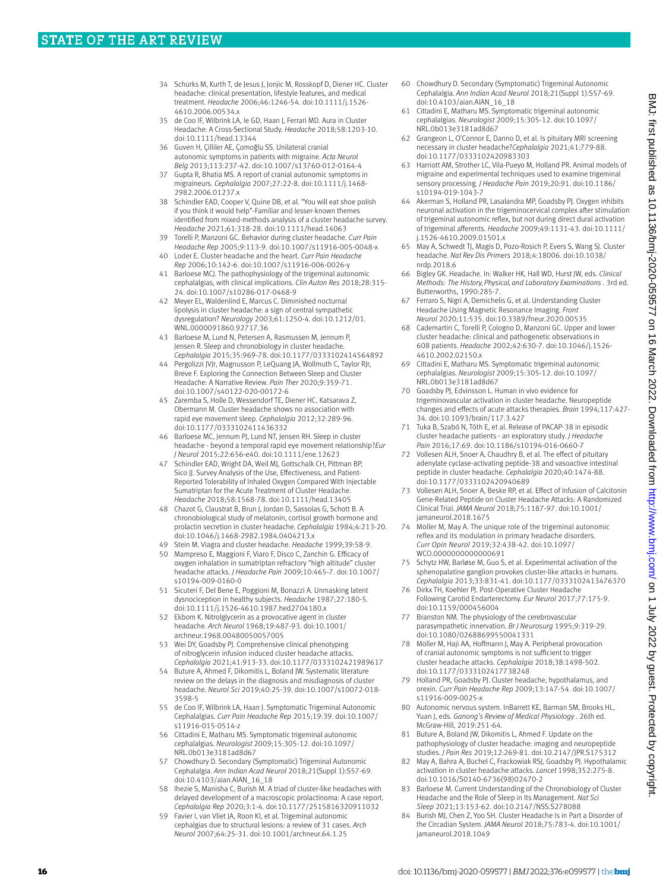34 Schürks M, Kurth T, de Jesus J, Jonjic M, Rosskopf D, Diener HC. Cluster headache: clinical presentation, lifestyle features, and medical treatment. *Headache* 2006;46:1246-54. doi:10.1111/j.1526-4610.2006.00534.x

35 de Coo IF, Wilbrink LA, Ie GD, Haan J, Ferrari MD. Aura in Cluster Headache: A Cross-Sectional Study. *Headache* 2018;58:1203-10. doi:10.1111/head.13344

36 Guven H, Çilliler AE, Çomoğlu SS. Unilateral cranial autonomic symptoms in patients with migraine. *Acta Neurol Belg* 2013;113:237-42. doi:10.1007/s13760-012-0164-4

37 Gupta R, Bhatia MS. A report of cranial autonomic symptoms in migraineurs. *Cephalalgia* 2007;27:22-8. doi:10.1111/j.1468-2982.2006.01237.x

38 Schindler EAD, Cooper V, Quine DB, et al. "You will eat shoe polish if you think it would help"-Familiar and lesser-known themes identified from mixed-methods analysis of a cluster headache survey. *Headache* 2021;61:318-28. doi:10.1111/head.14063

39 Torelli P, Manzoni GC. Behavior during cluster headache. *Curr Pain Headache Rep* 2005;9:113-9. doi:10.1007/s11916-005-0048-x

40 Loder E. Cluster headache and the heart. *Curr Pain Headache Rep* 2006;10:142-6. doi:10.1007/s11916-006-0026-y

41 Barloese MCJ. The pathophysiology of the trigeminal autonomic cephalalgias, with clinical implications. *Clin Auton Res* 2018;28:315-24. doi:10.1007/s10286-017-0468-9

42 Meyer EL, Waldenlind E, Marcus C. Diminished nocturnal lipolysis in cluster headache: a sign of central sympathetic dysregulation? *Neurology* 2003;61:1250-4. doi:10.1212/01.WNL.0000091860.92717.36

43 Barloese M, Lund N, Petersen A, Rasmussen M, Jennum P, Jensen R. Sleep and chronobiology in cluster headache. *Cephalalgia* 2015;35:969-78. doi:10.1177/0333102414564892

44 Pergolizzi JVJr, Magnusson P, LeQuang JA, Wollmuth C, Taylor RJr, Breve F. Exploring the Connection Between Sleep and Cluster Headache: A Narrative Review. *Pain Ther* 2020;9:359-71. doi:10.1007/s40122-020-00172-6

45 Zaremba S, Holle D, Wessendorf TE, Diener HC, Katsarava Z, Obermann M. Cluster headache shows no association with rapid eye movement sleep. *Cephalalgia* 2012;32:289-96. doi:10.1177/0333102411436332

46 Barloese MC, Jennum PJ, Lund NT, Jensen RH. Sleep in cluster headache - beyond a temporal rapid eye movement relationship?*Eur J Neurol* 2015;22:656-e40. doi:10.1111/ene.12623

47 Schindler EAD, Wright DA, Weil MJ, Gottschalk CH, Pittman BP, Sico JJ. Survey Analysis of the Use, Effectiveness, and Patient-Reported Tolerability of Inhaled Oxygen Compared With Injectable Sumatriptan for the Acute Treatment of Cluster Headache. *Headache* 2018;58:1568-78. doi:10.1111/head.13405

48 Chazot G, Claustrat B, Brun J, Jordan D, Sassolas G, Schott B. A chronobiological study of melatonin, cortisol growth hormone and prolactin secretion in cluster headache. *Cephalalgia* 1984;4:213-20. doi:10.1046/j.1468-2982.1984.0404213.x

49 Stein M. Viagra and cluster headache. *Headache* 1999;39:58-9.

50 Mampreso E, Maggioni F, Viaro F, Disco C, Zanchin G. Efficacy of oxygen inhalation in sumatriptan refractory "high altitude" cluster headache attacks. *J Headache Pain* 2009;10:465-7. doi:10.1007/s10194-009-0160-0

51 Sicuteri F, Del Bene E, Poggioni M, Bonazzi A. Unmasking latent dysnociception in healthy subjects. *Headache* 1987;27:180-5. doi:10.1111/j.1526-4610.1987.hed2704180.x

52 Ekbom K. Nitrolglycerin as a provocative agent in cluster headache. *Arch Neurol* 1968;19:487-93. doi:10.1001/archneur.1968.00480050057005

53 Wei DY, Goadsby PJ. Comprehensive clinical phenotyping of nitroglycerin infusion induced cluster headache attacks. *Cephalalgia* 2021;41:913-33. doi:10.1177/0333102421989617

54 Buture A, Ahmed F, Dikomitis L, Boland JW. Systematic literature review on the delays in the diagnosis and misdiagnosis of cluster headache. *Neurol Sci* 2019;40:25-39. doi:10.1007/s10072-018-3598-5

55 de Coo IF, Wilbrink LA, Haan J. Symptomatic Trigeminal Autonomic Cephalalgias. *Curr Pain Headache Rep* 2015;19:39. doi:10.1007/s11916-015-0514-z

56 Cittadini E, Matharu MS. Symptomatic trigeminal autonomic cephalalgias. *Neurologist* 2009;15:305-12. doi:10.1097/NRL.0b013e3181ad8d67

57 Chowdhury D. Secondary (Symptomatic) Trigeminal Autonomic Cephalalgia. *Ann Indian Acad Neurol* 2018;21(Suppl 1):S57-69. doi:10.4103/aian.AIAN_16_18

58 Ihezie S, Manisha C, Burish M. A triad of cluster-like headaches with delayed development of a macroscopic prolactinoma: A case report. *Cephalalgia Rep* 2020;3:1-4. doi:10.1177/2515816320911032

59 Favier I, van Vliet JA, Roon KI, et al. Trigeminal autonomic cephalgias due to structural lesions: a review of 31 cases. *Arch Neurol* 2007;64:25-31. doi:10.1001/archneur.64.1.25

60 Chowdhury D. Secondary (Symptomatic) Trigeminal Autonomic Cephalalgia. *Ann Indian Acad Neurol* 2018;21(Suppl 1):S57-69. doi:10.4103/aian.AIAN_16_18

61 Cittadini E, Matharu MS. Symptomatic trigeminal autonomic cephalalgias. *Neurologist* 2009;15:305-12. doi:10.1097/NRL.0b013e3181ad8d67

62 Grangeon L, O'Connor E, Danno D, et al. Is pituitary MRI screening necessary in cluster headache?*Cephalalgia* 2021;41:779-88. doi:10.1177/0333102420983303

63 Harriott AM, Strother LC, Vila-Pueyo M, Holland PR. Animal models of migraine and experimental techniques used to examine trigeminal sensory processing. *J Headache Pain* 2019;20:91. doi:10.1186/s10194-019-1043-7

64 Akerman S, Holland PR, Lasalandra MP, Goadsby PJ. Oxygen inhibits neuronal activation in the trigeminocervical complex after stimulation of trigeminal autonomic reflex, but not during direct dural activation of trigeminal afferents. *Headache* 2009;49:1131-43. doi:10.1111/j.1526-4610.2009.01501.x

65 May A, Schwedt TJ, Magis D, Pozo-Rosich P, Evers S, Wang SJ. Cluster headache. *Nat Rev Dis Primers* 2018;4:18006. doi:10.1038/nrdp.2018.6

66 Bigley GK. Headache. In: Walker HK, Hall WD, Hurst JW, eds. *Clinical Methods: The History, Physical, and Laboratory Examinations* . 3rd ed. Butterworths, 1990:285-7.

67 Ferraro S, Nigri A, Demichelis G, et al. Understanding Cluster Headache Using Magnetic Resonance Imaging. *Front Neurol* 2020;11:535. doi:10.3389/fneur.2020.00535

68 Cademartiri C, Torelli P, Cologno D, Manzoni GC. Upper and lower cluster headache: clinical and pathogenetic observations in 608 patients. *Headache* 2002;42:630-7. doi:10.1046/j.1526-4610.2002.02150.x

69 Cittadini E, Matharu MS. Symptomatic trigeminal autonomic cephalalgias. *Neurologist* 2009;15:305-12. doi:10.1097/NRL.0b013e3181ad8d67

70 Goadsby PJ, Edvinsson L. Human in vivo evidence for trigeminovascular activation in cluster headache. Neuropeptide changes and effects of acute attacks therapies. *Brain* 1994;117:427-34. doi:10.1093/brain/117.3.427

71 Tuka B, Szabó N, Tóth E, et al. Release of PACAP-38 in episodic cluster headache patients - an exploratory study. *J Headache Pain* 2016;17:69. doi:10.1186/s10194-016-0660-7

72 Vollesen ALH, Snoer A, Chaudhry B, et al. The effect of pituitary adenylate cyclase-activating peptide-38 and vasoactive intestinal peptide in cluster headache. *Cephalalgia* 2020;40:1474-88. doi:10.1177/0333102420940689

73 Vollesen ALH, Snoer A, Beske RP, et al. Effect of Infusion of Calcitonin Gene-Related Peptide on Cluster Headache Attacks: A Randomized Clinical Trial. *JAMA Neurol* 2018;75:1187-97. doi:10.1001/jamaneurol.2018.1675

74 Möller M, May A. The unique role of the trigeminal autonomic reflex and its modulation in primary headache disorders. *Curr Opin Neurol* 2019;32:438-42. doi:10.1097/WCO.0000000000000691

75 Schytz HW, Barløse M, Guo S, et al. Experimental activation of the sphenopalatine ganglion provokes cluster-like attacks in humans. *Cephalalgia* 2013;33:831-41. doi:10.1177/0333102413476370

76 Dirkx TH, Koehler PJ. Post-Operative Cluster Headache Following Carotid Endarterectomy. *Eur Neurol* 2017;77:175-9. doi:10.1159/000456004

77 Branston NM. The physiology of the cerebrovascular parasympathetic innervation. *Br J Neurosurg* 1995;9:319-29. doi:10.1080/02688699550041331

78 Möller M, Haji AA, Hoffmann J, May A. Peripheral provocation of cranial autonomic symptoms is not sufficient to trigger cluster headache attacks. *Cephalalgia* 2018;38:1498-502. doi:10.1177/0333102417738248

79 Holland PR, Goadsby PJ. Cluster headache, hypothalamus, and orexin. *Curr Pain Headache Rep* 2009;13:147-54. doi:10.1007/s11916-009-0025-x

80 Autonomic nervous system. InBarrett KE, Barman SM, Brooks HL, Yuan J, eds. *Ganong's Review of Medical Physiology* . 26th ed. McGraw-Hill, 2019:251-64.

81 Buture A, Boland JW, Dikomitis L, Ahmed F. Update on the pathophysiology of cluster headache: imaging and neuropeptide studies. *J Pain Res* 2019;12:269-81. doi:10.2147/JPR.S175312

82 May A, Bahra A, Büchel C, Frackowiak RSJ, Goadsby PJ. Hypothalamic activation in cluster headache attacks. *Lancet* 1998;352:275-8. doi:10.1016/S0140-6736(98)02470-2

83 Barloese M. Current Understanding of the Chronobiology of Cluster Headache and the Role of Sleep in Its Management. *Nat Sci Sleep* 2021;13:153-62. doi:10.2147/NSS.S278088

84 Burish MJ, Chen Z, Yoo SH. Cluster Headache Is in Part a Disorder of the Circadian System. *JAMA Neurol* 2018;75:783-4. doi:10.1001/jamaneurol.2018.1049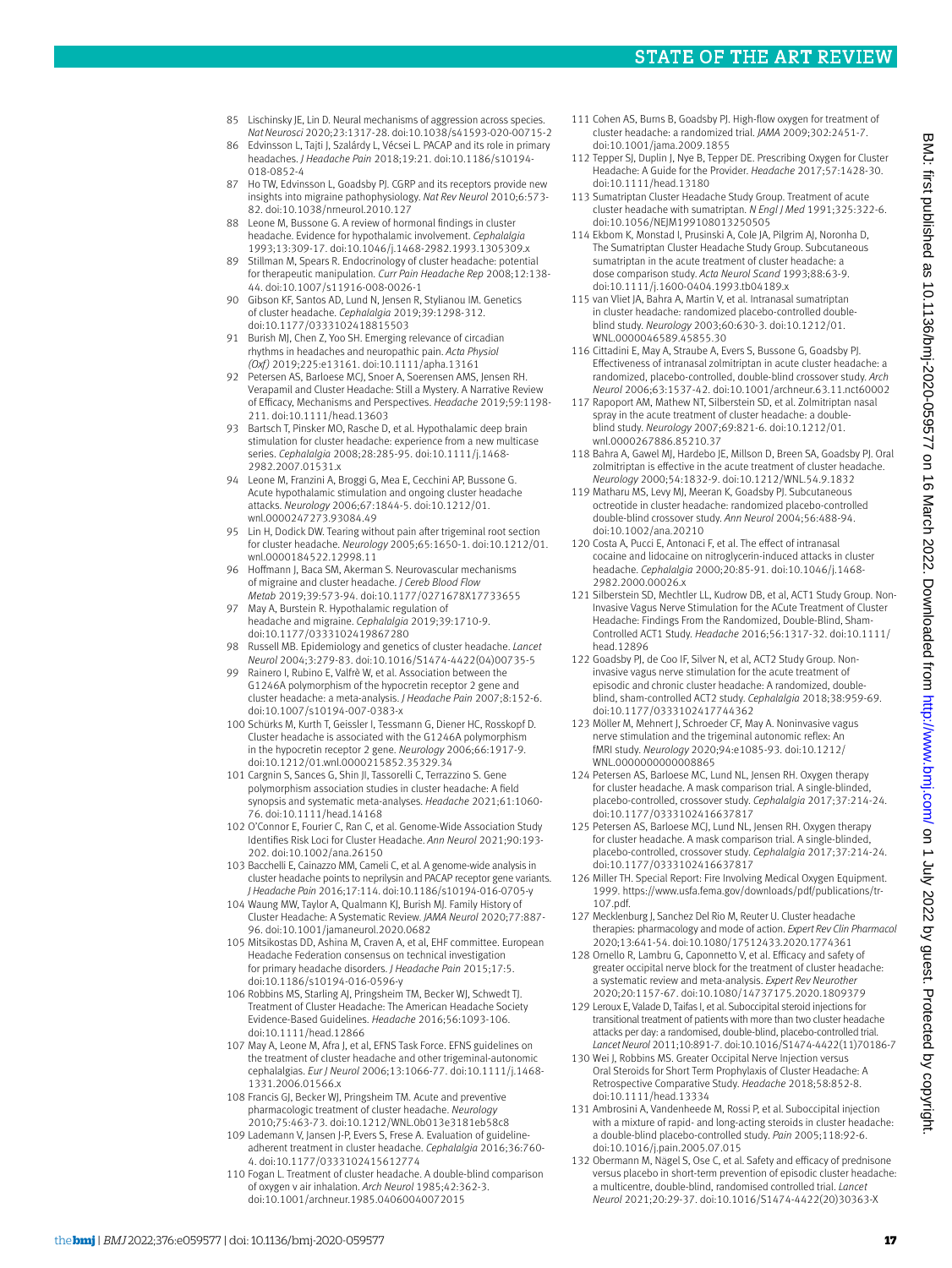85 Lischinsky JE, Lin D. Neural mechanisms of aggression across species. *Nat Neurosci* 2020;23:1317-28. doi:10.1038/s41593-020-00715-2

86 Edvinsson L, Tajti J, Szalárdy L, Vécsei L. PACAP and its role in primary headaches. *J Headache Pain* 2018;19:21. doi:10.1186/s10194-018-0852-4

87 Ho TW, Edvinsson L, Goadsby PJ. CGRP and its receptors provide new insights into migraine pathophysiology. *Nat Rev Neurol* 2010;6:573-82. doi:10.1038/nrneurol.2010.127

88 Leone M, Bussone G. A review of hormonal findings in cluster headache. Evidence for hypothalamic involvement. *Cephalalgia* 1993;13:309-17. doi:10.1046/j.1468-2982.1993.1305309.x

89 Stillman M, Spears R. Endocrinology of cluster headache: potential for therapeutic manipulation. *Curr Pain Headache Rep* 2008;12:138-44. doi:10.1007/s11916-008-0026-1

90 Gibson KF, Santos AD, Lund N, Jensen R, Stylianou IM. Genetics of cluster headache. *Cephalalgia* 2019;39:1298-312. doi:10.1177/0333102418815503

91 Burish MJ, Chen Z, Yoo SH. Emerging relevance of circadian rhythms in headaches and neuropathic pain. *Acta Physiol (Oxf)* 2019;225:e13161. doi:10.1111/apha.13161

92 Petersen AS, Barloese MCJ, Snoer A, Soerensen AMS, Jensen RH. Verapamil and Cluster Headache: Still a Mystery. A Narrative Review of Efficacy, Mechanisms and Perspectives. *Headache* 2019;59:1198-211. doi:10.1111/head.13603

93 Bartsch T, Pinsker MO, Rasche D, et al. Hypothalamic deep brain stimulation for cluster headache: experience from a new multicase series. *Cephalalgia* 2008;28:285-95. doi:10.1111/j.1468-2982.2007.01531.x

94 Leone M, Franzini A, Broggi G, Mea E, Cecchini AP, Bussone G. Acute hypothalamic stimulation and ongoing cluster headache attacks. *Neurology* 2006;67:1844-5. doi:10.1212/01.wnl.0000247273.93084.49

95 Lin H, Dodick DW. Tearing without pain after trigeminal root section for cluster headache. *Neurology* 2005;65:1650-1. doi:10.1212/01.wnl.0000184522.12998.11

96 Hoffmann J, Baca SM, Akerman S. Neurovascular mechanisms of migraine and cluster headache. *J Cereb Blood Flow Metab* 2019;39:573-94. doi:10.1177/0271678X17733655

97 May A, Burstein R. Hypothalamic regulation of headache and migraine. *Cephalalgia* 2019;39:1710-9. doi:10.1177/0333102419867280

98 Russell MB. Epidemiology and genetics of cluster headache. *Lancet Neurol* 2004;3:279-83. doi:10.1016/S1474-4422(04)00735-5

99 Rainero I, Rubino E, Valfrè W, et al. Association between the G1246A polymorphism of the hypocretin receptor 2 gene and cluster headache: a meta-analysis. *J Headache Pain* 2007;8:152-6. doi:10.1007/s10194-007-0383-x

100 Schürks M, Kurth T, Geissler I, Tessmann G, Diener HC, Rosskopf D. Cluster headache is associated with the G1246A polymorphism in the hypocretin receptor 2 gene. *Neurology* 2006;66:1917-9. doi:10.1212/01.wnl.0000215852.35329.34

101 Cargnin S, Sances G, Shin JI, Tassorelli C, Terrazzino S. Gene polymorphism association studies in cluster headache: A field synopsis and systematic meta-analyses. *Headache* 2021;61:1060-76. doi:10.1111/head.14168

102 O'Connor E, Fourier C, Ran C, et al. Genome-Wide Association Study Identifies Risk Loci for Cluster Headache. *Ann Neurol* 2021;90:193-202. doi:10.1002/ana.26150

103 Bacchelli E, Cainazzo MM, Cameli C, et al. A genome-wide analysis in cluster headache points to neprilysin and PACAP receptor gene variants. *J Headache Pain* 2016;17:114. doi:10.1186/s10194-016-0705-y

104 Waung MW, Taylor A, Qualmann KJ, Burish MJ. Family History of Cluster Headache: A Systematic Review. *JAMA Neurol* 2020;77:887-96. doi:10.1001/jamaneurol.2020.0682

105 Mitsikostas DD, Ashina M, Craven A, et al, EHF committee. European Headache Federation consensus on technical investigation for primary headache disorders. *J Headache Pain* 2015;17:5. doi:10.1186/s10194-016-0596-y

106 Robbins MS, Starling AJ, Pringsheim TM, Becker WJ, Schwedt TJ. Treatment of Cluster Headache: The American Headache Society Evidence-Based Guidelines. *Headache* 2016;56:1093-106. doi:10.1111/head.12866

107 May A, Leone M, Afra J, et al, EFNS Task Force. EFNS guidelines on the treatment of cluster headache and other trigeminal-autonomic cephalalgias. *Eur J Neurol* 2006;13:1066-77. doi:10.1111/j.1468-1331.2006.01566.x

108 Francis GJ, Becker WJ, Pringsheim TM. Acute and preventive pharmacologic treatment of cluster headache. *Neurology* 2010;75:463-73. doi:10.1212/WNL.0b013e3181eb58c8

109 Lademann V, Jansen J-P, Evers S, Frese A. Evaluation of guideline-adherent treatment in cluster headache. *Cephalalgia* 2016;36:760-4. doi:10.1177/0333102415612774

110 Fogan L. Treatment of cluster headache. A double-blind comparison of oxygen v air inhalation. *Arch Neurol* 1985;42:362-3. doi:10.1001/archneur.1985.04060040072015

111 Cohen AS, Burns B, Goadsby PJ. High-flow oxygen for treatment of cluster headache: a randomized trial. *JAMA* 2009;302:2451-7. doi:10.1001/jama.2009.1855

112 Tepper SJ, Duplin J, Nye B, Tepper DE. Prescribing Oxygen for Cluster Headache: A Guide for the Provider. *Headache* 2017;57:1428-30. doi:10.1111/head.13180

113 Sumatriptan Cluster Headache Study Group. Treatment of acute cluster headache with sumatriptan. *N Engl J Med* 1991;325:322-6. doi:10.1056/NEJM199108013250505

114 Ekbom K, Monstad I, Prusinski A, Cole JA, Pilgrim AJ, Noronha D, The Sumatriptan Cluster Headache Study Group. Subcutaneous sumatriptan in the acute treatment of cluster headache: a dose comparison study. *Acta Neurol Scand* 1993;88:63-9. doi:10.1111/j.1600-0404.1993.tb04189.x

115 van Vliet JA, Bahra A, Martin V, et al. Intranasal sumatriptan in cluster headache: randomized placebo-controlled double-blind study. *Neurology* 2003;60:630-3. doi:10.1212/01.WNL.0000046589.45855.30

116 Cittadini E, May A, Straube A, Evers S, Bussone G, Goadsby PJ. Effectiveness of intranasal zolmitriptan in acute cluster headache: a randomized, placebo-controlled, double-blind crossover study. *Arch Neurol* 2006;63:1537-42. doi:10.1001/archneur.63.11.nct60002

117 Rapoport AM, Mathew NT, Silberstein SD, et al. Zolmitriptan nasal spray in the acute treatment of cluster headache: a double-blind study. *Neurology* 2007;69:821-6. doi:10.1212/01.wnl.0000267886.85210.37

118 Bahra A, Gawel MJ, Hardebo JE, Millson D, Breen SA, Goadsby PJ. Oral zolmitriptan is effective in the acute treatment of cluster headache. *Neurology* 2000;54:1832-9. doi:10.1212/WNL.54.9.1832

119 Matharu MS, Levy MJ, Meeran K, Goadsby PJ. Subcutaneous octreotide in cluster headache: randomized placebo-controlled double-blind crossover study. *Ann Neurol* 2004;56:488-94. doi:10.1002/ana.20210

120 Costa A, Pucci E, Antonaci F, et al. The effect of intranasal cocaine and lidocaine on nitroglycerin-induced attacks in cluster headache. *Cephalalgia* 2000;20:85-91. doi:10.1046/j.1468-2982.2000.00026.x

121 Silberstein SD, Mechtler LL, Kudrow DB, et al, ACT1 Study Group. Non-Invasive Vagus Nerve Stimulation for the ACute Treatment of Cluster Headache: Findings From the Randomized, Double-Blind, Sham-Controlled ACT1 Study. *Headache* 2016;56:1317-32. doi:10.1111/head.12896

122 Goadsby PJ, de Coo IF, Silver N, et al, ACT2 Study Group. Non-invasive vagus nerve stimulation for the acute treatment of episodic and chronic cluster headache: A randomized, double-blind, sham-controlled ACT2 study. *Cephalalgia* 2018;38:959-69. doi:10.1177/0333102417744362

123 Möller M, Mehnert J, Schroeder CF, May A. Noninvasive vagus nerve stimulation and the trigeminal autonomic reflex: An fMRI study. *Neurology* 2020;94:e1085-93. doi:10.1212/WNL.0000000000008865

124 Petersen AS, Barloese MC, Lund NL, Jensen RH. Oxygen therapy for cluster headache. A mask comparison trial. A single-blinded, placebo-controlled, crossover study. *Cephalalgia* 2017;37:214-24. doi:10.1177/0333102416637817

125 Petersen AS, Barloese MCJ, Lund NLT, Jensen RH. Oxygen therapy for cluster headache. A mask comparison trial. A single-blinded, placebo-controlled, crossover study. *Cephalalgia* 2017;37:214-24. doi:10.1177/0333102416637817

126 Miller TH. Special Report: Fire Involving Medical Oxygen Equipment. 1999. https://www.usfa.fema.gov/downloads/pdf/publications/tr-107.pdf.

127 Mecklenburg J, Sanchez Del Rio M, Reuter U. Cluster headache therapies: pharmacology and mode of action. *Expert Rev Clin Pharmacol* 2020;13:641-54. doi:10.1080/17512433.2020.1774361

128 Ornello R, Lambru G, Caponnetto V, et al. Efficacy and safety of greater occipital nerve block for the treatment of cluster headache: a systematic review and meta-analysis. *Expert Rev Neurother* 2020;20:1157-67. doi:10.1080/14737175.2020.1809379

129 Leroux E, Valade D, Taifas I, et al. Suboccipital steroid injections for transitional treatment of patients with more than two cluster headache attacks per day: a randomised, double-blind, placebo-controlled trial. *Lancet Neurol* 2011;10:891-7. doi:10.1016/S1474-4422(11)70186-7

130 Wei J, Robbins MS. Greater Occipital Nerve Injection versus Oral Steroids for Short Term Prophylaxis of Cluster Headache: A Retrospective Comparative Study. *Headache* 2018;58:852-8. doi:10.1111/head.13334

131 Ambrosini A, Vandenheede M, Rossi P, et al. Suboccipital injection with a mixture of rapid- and long-acting steroids in cluster headache: a double-blind placebo-controlled study. *Pain* 2005;118:92-6. doi:10.1016/j.pain.2005.07.015

132 Obermann M, Nägel S, Ose C, et al. Safety and efficacy of prednisone versus placebo in short-term prevention of episodic cluster headache: a multicentre, double-blind, randomised controlled trial. *Lancet Neurol* 2021;20:29-37. doi:10.1016/S1474-4422(20)30363-X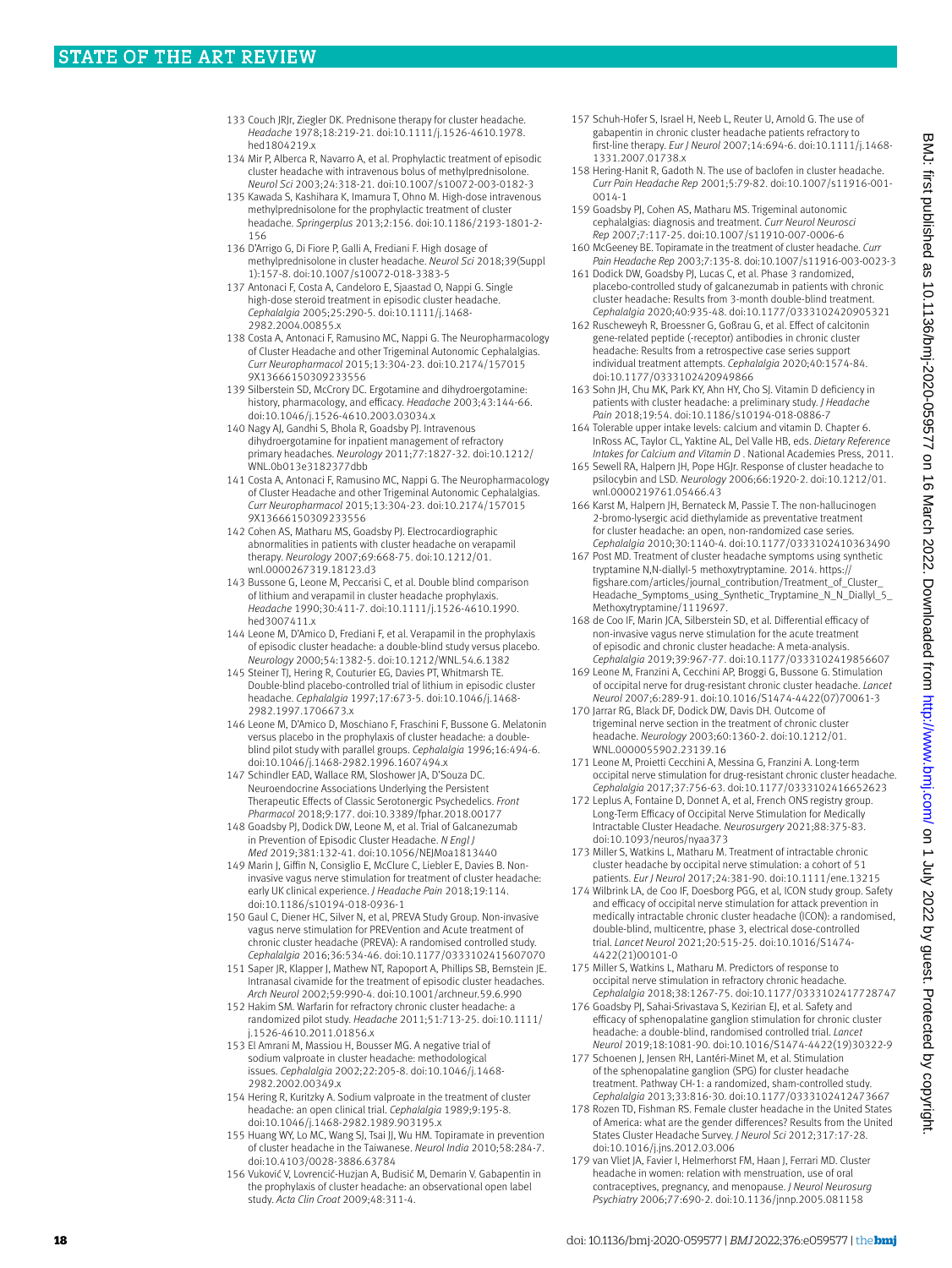133 Couch JRJr, Ziegler DK. Prednisone therapy for cluster headache. *Headache* 1978;18:219-21. doi:10.1111/j.1526-4610.1978.hed1804219.x

134 Mir P, Alberca R, Navarro A, et al. Prophylactic treatment of episodic cluster headache with intravenous bolus of methylprednisolone. *Neurol Sci* 2003;24:318-21. doi:10.1007/s10072-003-0182-3

135 Kawada S, Kashihara K, Imamura T, Ohno M. High-dose intravenous methylprednisolone for the prophylactic treatment of cluster headache. *Springerplus* 2013;2:156. doi:10.1186/2193-1801-2-156

136 D'Arrigo G, Di Fiore P, Galli A, Frediani F. High dosage of methylprednisolone in cluster headache. *Neurol Sci* 2018;39(Suppl 1):157-8. doi:10.1007/s10072-018-3383-5

137 Antonaci F, Costa A, Candeloro E, Sjaastad O, Nappi G. Single high-dose steroid treatment in episodic cluster headache. *Cephalalgia* 2005;25:290-5. doi:10.1111/j.1468-2982.2004.00855.x

138 Costa A, Antonaci F, Ramusino MC, Nappi G. The Neuropharmacology of Cluster Headache and other Trigeminal Autonomic Cephalalgias. *Curr Neuropharmacol* 2015;13:304-23. doi:10.2174/1570159X13666150309233556

139 Silberstein SD, McCrory DC. Ergotamine and dihydroergotamine: history, pharmacology, and efficacy. *Headache* 2003;43:144-66. doi:10.1046/j.1526-4610.2003.03034.x

140 Nagy AJ, Gandhi S, Bhola R, Goadsby PJ. Intravenous dihydroergotamine for inpatient management of refractory primary headaches. *Neurology* 2011;77:1827-32. doi:10.1212/WNL.0b013e3182377dbb

141 Costa A, Antonaci F, Ramusino MC, Nappi G. The Neuropharmacology of Cluster Headache and other Trigeminal Autonomic Cephalalgias. *Curr Neuropharmacol* 2015;13:304-23. doi:10.2174/1570159X13666150309233556

142 Cohen AS, Matharu MS, Goadsby PJ. Electrocardiographic abnormalities in patients with cluster headache on verapamil therapy. *Neurology* 2007;69:668-75. doi:10.1212/01.wnl.0000267319.18123.d3

143 Bussone G, Leone M, Peccarisi C, et al. Double blind comparison of lithium and verapamil in cluster headache prophylaxis. *Headache* 1990;30:411-7. doi:10.1111/j.1526-4610.1990.hed3007411.x

144 Leone M, D'Amico D, Frediani F, et al. Verapamil in the prophylaxis of episodic cluster headache: a double-blind study versus placebo. *Neurology* 2000;54:1382-5. doi:10.1212/WNL.54.6.1382

145 Steiner TJ, Hering R, Couturier EG, Davies PT, Whitmarsh TE. Double-blind placebo-controlled trial of lithium in episodic cluster headache. *Cephalalgia* 1997;17:673-5. doi:10.1046/j.1468-2982.1997.1706673.x

146 Leone M, D'Amico D, Moschiano F, Fraschini F, Bussone G. Melatonin versus placebo in the prophylaxis of cluster headache: a double-blind pilot study with parallel groups. *Cephalalgia* 1996;16:494-6. doi:10.1046/j.1468-2982.1996.1607494.x

147 Schindler EAD, Wallace RM, Sloshower JA, D'Souza DC. Neuroendocrine Associations Underlying the Persistent Therapeutic Effects of Classic Serotonergic Psychedelics. *Front Pharmacol* 2018;9:177. doi:10.3389/fphar.2018.00177

148 Goadsby PJ, Dodick DW, Leone M, et al. Trial of Galcanezumab in Prevention of Episodic Cluster Headache. *N Engl J Med* 2019;381:132-41. doi:10.1056/NEJMoa1813440

149 Marin J, Giffin N, Consiglio E, McClure C, Liebler E, Davies B. Non-invasive vagus nerve stimulation for treatment of cluster headache: early UK clinical experience. *J Headache Pain* 2018;19:114. doi:10.1186/s10194-018-0936-1

150 Gaul C, Diener HC, Silver N, et al, PREVA Study Group. Non-invasive vagus nerve stimulation for PREVention and Acute treatment of chronic cluster headache (PREVA): A randomised controlled study. *Cephalalgia* 2016;36:534-46. doi:10.1177/0333102415607070

151 Saper JR, Klapper J, Mathew NT, Rapoport A, Phillips SB, Bernstein JE. Intranasal civamide for the treatment of episodic cluster headaches. *Arch Neurol* 2002;59:990-4. doi:10.1001/archneur.59.6.990

152 Hakim SM. Warfarin for refractory chronic cluster headache: a randomized pilot study. *Headache* 2011;51:713-25. doi:10.1111/j.1526-4610.2011.01856.x

153 El Amrani M, Massiou H, Bousser MG. A negative trial of sodium valproate in cluster headache: methodological issues. *Cephalalgia* 2002;22:205-8. doi:10.1046/j.1468-2982.2002.00349.x

154 Hering R, Kuritzky A. Sodium valproate in the treatment of cluster headache: an open clinical trial. *Cephalalgia* 1989;9:195-8. doi:10.1046/j.1468-2982.1989.903195.x

155 Huang WY, Lo MC, Wang SJ, Tsai JJ, Wu HM. Topiramate in prevention of cluster headache in the Taiwanese. *Neurol India* 2010;58:284-7. doi:10.4103/0028-3886.63784

156 Vuković V, Lovrencić-Huzjan A, Budisić M, Demarin V. Gabapentin in the prophylaxis of cluster headache: an observational open label study. *Acta Clin Croat* 2009;48:311-4.

157 Schuh-Hofer S, Israel H, Neeb L, Reuter U, Arnold G. The use of gabapentin in chronic cluster headache patients refractory to first-line therapy. *Eur J Neurol* 2007;14:694-6. doi:10.1111/j.1468-1331.2007.01738.x

158 Hering-Hanit R, Gadoth N. The use of baclofen in cluster headache. *Curr Pain Headache Rep* 2001;5:79-82. doi:10.1007/s11916-001-0014-1

159 Goadsby PJ, Cohen AS, Matharu MS. Trigeminal autonomic cephalalgias: diagnosis and treatment. *Curr Neurol Neurosci Rep* 2007;7:117-25. doi:10.1007/s11910-007-0006-6

160 McGeeney BE. Topiramate in the treatment of cluster headache. *Curr Pain Headache Rep* 2003;7:135-8. doi:10.1007/s11916-003-0023-3

161 Dodick DW, Goadsby PJ, Lucas C, et al. Phase 3 randomized, placebo-controlled study of galcanezumab in patients with chronic cluster headache: Results from 3-month double-blind treatment. *Cephalalgia* 2020;40:935-48. doi:10.1177/0333102420905321

162 Ruscheweyh R, Broessner G, Goßrau G, et al. Effect of calcitonin gene-related peptide (-receptor) antibodies in chronic cluster headache: Results from a retrospective case series support individual treatment attempts. *Cephalalgia* 2020;40:1574-84. doi:10.1177/0333102420949866

163 Sohn JH, Chu MK, Park KY, Ahn HY, Cho SJ. Vitamin D deficiency in patients with cluster headache: a preliminary study. *J Headache Pain* 2018;19:54. doi:10.1186/s10194-018-0886-7

164 Tolerable upper intake levels: calcium and vitamin D. Chapter 6. InRoss AC, Taylor CL, Yaktine AL, Del Valle HB, eds. *Dietary Reference Intakes for Calcium and Vitamin D* . National Academies Press, 2011.

165 Sewell RA, Halpern JH, Pope HGJr. Response of cluster headache to psilocybin and LSD. *Neurology* 2006;66:1920-2. doi:10.1212/01.wnl.0000219761.05466.43

166 Karst M, Halpern JH, Bernateck M, Passie T. The non-hallucinogen 2-bromo-lysergic acid diethylamide as preventative treatment for cluster headache: an open, non-randomized case series. *Cephalalgia* 2010;30:1140-4. doi:10.1177/0333102410363490

167 Post MD. Treatment of cluster headache symptoms using synthetic tryptamine N,N-diallyl-5 methoxytryptamine. 2014. https://figshare.com/articles/journal_contribution/Treatment_of_Cluster_Headache_Symptoms_using_Synthetic_Tryptamine_N_N_Diallyl_5_Methoxytryptamine/1119697.

168 de Coo IF, Marin JCA, Silberstein SD, et al. Differential efficacy of non-invasive vagus nerve stimulation for the acute treatment of episodic and chronic cluster headache: A meta-analysis. *Cephalalgia* 2019;39:967-77. doi:10.1177/0333102419856607

169 Leone M, Franzini A, Cecchini AP, Broggi G, Bussone G. Stimulation of occipital nerve for drug-resistant chronic cluster headache. *Lancet Neurol* 2007;6:289-91. doi:10.1016/S1474-4422(07)70061-3

170 Jarrar RG, Black DF, Dodick DW, Davis DH. Outcome of trigeminal nerve section in the treatment of chronic cluster headache. *Neurology* 2003;60:1360-2. doi:10.1212/01.WNL.0000055902.23139.16

171 Leone M, Proietti Cecchini A, Messina G, Franzini A. Long-term occipital nerve stimulation for drug-resistant chronic cluster headache. *Cephalalgia* 2017;37:756-63. doi:10.1177/0333102416652623

172 Leplus A, Fontaine D, Donnet A, et al, French ONS registry group. Long-Term Efficacy of Occipital Nerve Stimulation for Medically Intractable Cluster Headache. *Neurosurgery* 2021;88:375-83. doi:10.1093/neuros/nyaa373

173 Miller S, Watkins L, Matharu M. Treatment of intractable chronic cluster headache by occipital nerve stimulation: a cohort of 51 patients. *Eur J Neurol* 2017;24:381-90. doi:10.1111/ene.13215

174 Wilbrink LA, de Coo IF, Doesborg PGG, et al, ICON study group. Safety and efficacy of occipital nerve stimulation for attack prevention in medically intractable chronic cluster headache (ICON): a randomised, double-blind, multicentre, phase 3, electrical dose-controlled trial. *Lancet Neurol* 2021;20:515-25. doi:10.1016/S1474-4422(21)00101-0

175 Miller S, Watkins L, Matharu M. Predictors of response to occipital nerve stimulation in refractory chronic headache. *Cephalalgia* 2018;38:1267-75. doi:10.1177/0333102417728747

176 Goadsby PJ, Sahai-Srivastava S, Kezirian EJ, et al. Safety and efficacy of sphenopalatine ganglion stimulation for chronic cluster headache: a double-blind, randomised controlled trial. *Lancet Neurol* 2019;18:1081-90. doi:10.1016/S1474-4422(19)30322-9

177 Schoenen J, Jensen RH, Lantéri-Minet M, et al. Stimulation of the sphenopalatine ganglion (SPG) for cluster headache treatment. Pathway CH-1: a randomized, sham-controlled study. *Cephalalgia* 2013;33:816-30. doi:10.1177/0333102412473667

178 Rozen TD, Fishman RS. Female cluster headache in the United States of America: what are the gender differences? Results from the United States Cluster Headache Survey. *J Neurol Sci* 2012;317:17-28. doi:10.1016/j.jns.2012.03.006

179 van Vliet JA, Favier I, Helmerhorst FM, Haan J, Ferrari MD. Cluster headache in women: relation with menstruation, use of oral contraceptives, pregnancy, and menopause. *J Neurol Neurosurg Psychiatry* 2006;77:690-2. doi:10.1136/jnnp.2005.081158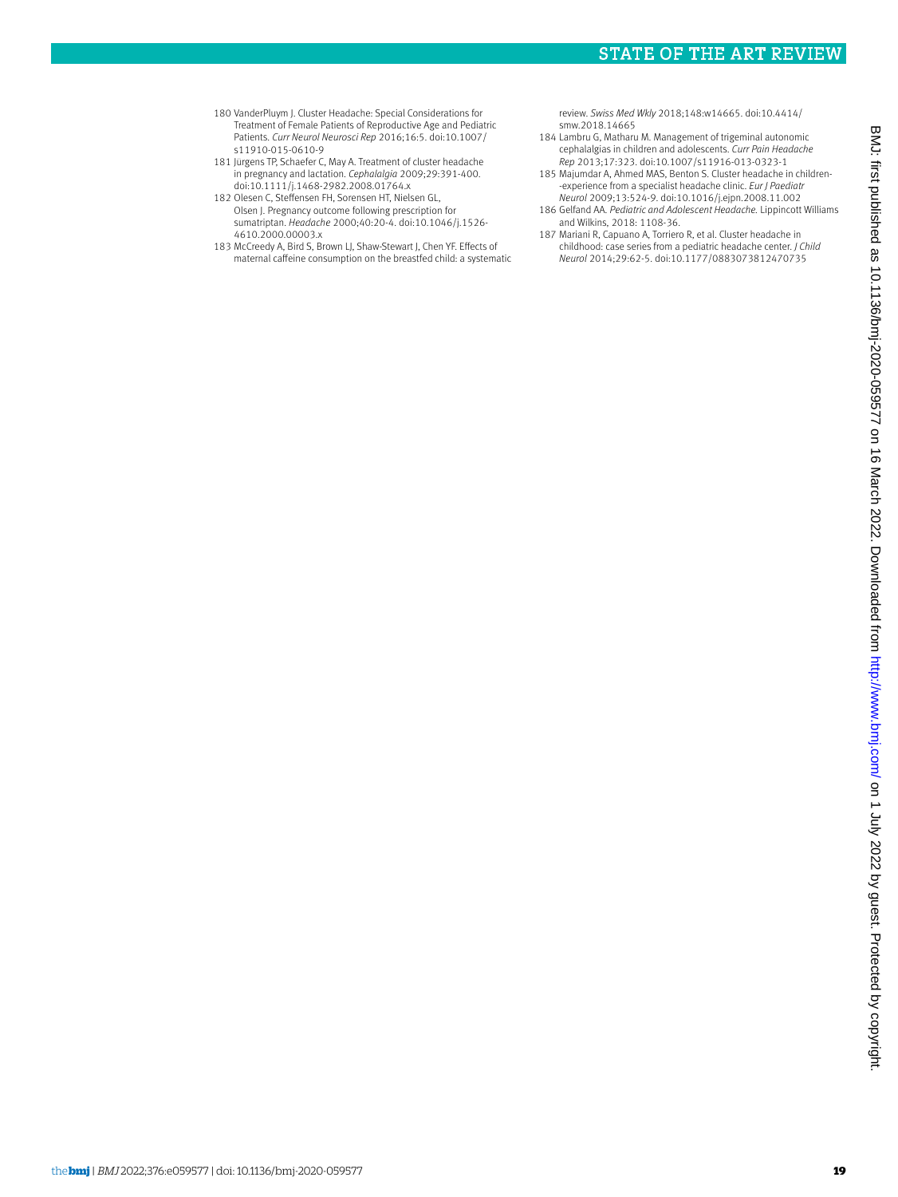180 VanderPluym J. Cluster Headache: Special Considerations for Treatment of Female Patients of Reproductive Age and Pediatric Patients. *Curr Neurol Neurosci Rep* 2016;16:5. doi:10.1007/s11910-015-0610-9

181 Jürgens TP, Schaefer C, May A. Treatment of cluster headache in pregnancy and lactation. *Cephalalgia* 2009;29:391-400. doi:10.1111/j.1468-2982.2008.01764.x

182 Olesen C, Steffensen FH, Sorensen HT, Nielsen GL, Olsen J. Pregnancy outcome following prescription for sumatriptan. *Headache* 2000;40:20-4. doi:10.1046/j.1526-4610.2000.00003.x

183 McCreedy A, Bird S, Brown LJ, Shaw-Stewart J, Chen YF. Effects of maternal caffeine consumption on the breastfed child: a systematic review. *Swiss Med Wkly* 2018;148:w14665. doi:10.4414/smw.2018.14665

184 Lambru G, Matharu M. Management of trigeminal autonomic cephalalgias in children and adolescents. *Curr Pain Headache Rep* 2013;17:323. doi:10.1007/s11916-013-0323-1

185 Majumdar A, Ahmed MAS, Benton S. Cluster headache in children--experience from a specialist headache clinic. *Eur J Paediatr Neurol* 2009;13:524-9. doi:10.1016/j.ejpn.2008.11.002

186 Gelfand AA. *Pediatric and Adolescent Headache.* Lippincott Williams and Wilkins, 2018: 1108-36.

187 Mariani R, Capuano A, Torriero R, et al. Cluster headache in childhood: case series from a pediatric headache center. *J Child Neurol* 2014;29:62-5. doi:10.1177/0883073812470735